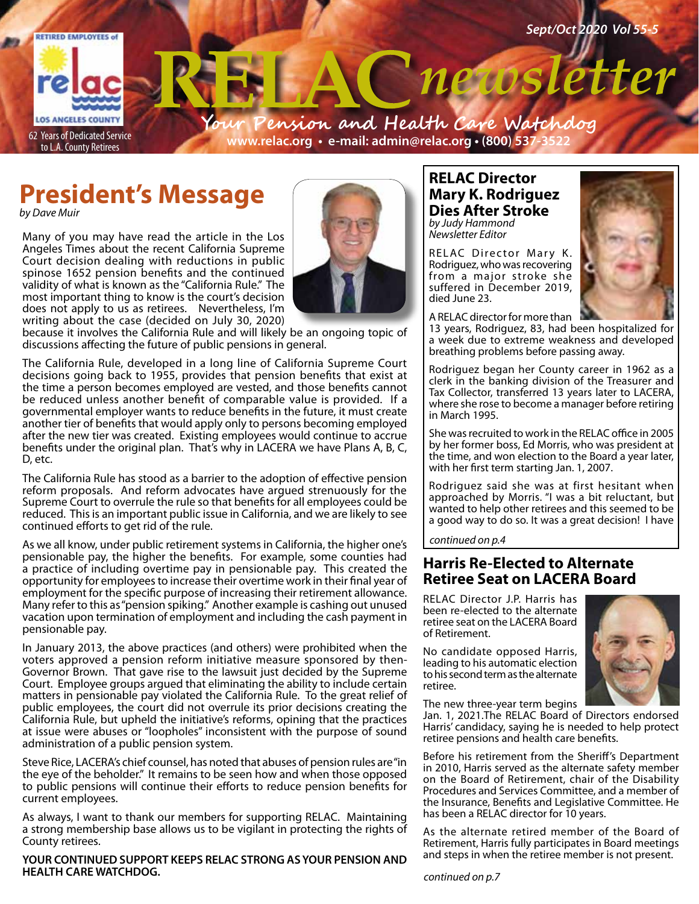RETIRED EMPLOYEES of relac LOS ANGELES COUNTY

62 Years of Dedicated Service to L.A. County Retirees

Sept/Oct 2020 Vol 55-5

# RELAC newsletter

**Your Pension and Health Care Watchdog**

www.relac.org • e-mail: admin@relac.org • (800) 537-3522

## President's Message

*by Dave Muir*

Many of you may have read the article in the Los Angeles Times about the recent California Supreme Court decision dealing with reductions in public spinose 1652 pension benefits and the continued validity of what is known as the "California Rule." The most important thing to know is the court's decision does not apply to us as retirees. Nevertheless, I'm writing about the case (decided on July 30, 2020) because it involves the California Rule and will likely be an ongoing topic of discussions affecting the future of public pensions in general.

The California Rule, developed in a long line of California Supreme Court decisions going back to 1955, provides that pension benefits that exist at the time a person becomes employed are vested, and those benefits cannot be reduced unless another benefit of comparable value is provided. If a governmental employer wants to reduce benefits in the future, it must create another tier of benefits that would apply only to persons becoming employed after the new tier was created. Existing employees would continue to accrue benefits under the original plan. That's why in LACERA we have Plans A, B, C, D, etc.

The California Rule has stood as a barrier to the adoption of effective pension reform proposals. And reform advocates have argued strenuously for the Supreme Court to overrule the rule so that benefits for all employees could be reduced. This is an important public issue in California, and we are likely to see continued efforts to get rid of the rule.

As we all know, under public retirement systems in California, the higher one's pensionable pay, the higher the benefits. For example, some counties had a practice of including overtime pay in pensionable pay. This created the opportunity for employees to increase their overtime work in their final year of employment for the specific purpose of increasing their retirement allowance. Many refer to this as "pension spiking." Another example is cashing out unused vacation upon termination of employment and including the cash payment in pensionable pay.

In January 2013, the above practices (and others) were prohibited when the voters approved a pension reform initiative measure sponsored by then-Governor Brown. That gave rise to the lawsuit just decided by the Supreme Court. Employee groups argued that eliminating the ability to include certain matters in pensionable pay violated the California Rule. To the great relief of public employees, the court did not overrule its prior decisions creating the California Rule, but upheld the initiative's reforms, opining that the practices at issue were abuses or "loopholes" inconsistent with the purpose of sound administration of a public pension system.

Steve Rice, LACERA's chief counsel, has noted that abuses of pension rules are "in the eye of the beholder." It remains to be seen how and when those opposed to public pensions will continue their efforts to reduce pension benefits for current employees.

As always, I want to thank our members for supporting RELAC. Maintaining a strong membership base allows us to be vigilant in protecting the rights of County retirees.

**YOUR CONTINUED SUPPORT KEEPS RELAC STRONG AS YOUR PENSION AND HEALTH CARE WATCHDOG.**

## RELAC Director Mary K. Rodriguez Dies After Stroke

*by Judy Hammond*
*Newsletter Editor*

RELAC Director Mary K. Rodriguez, who was recovering from a major stroke she suffered in December 2019, died June 23.

A RELAC director for more than 13 years, Rodriguez, 83, had been hospitalized for a week due to extreme weakness and developed breathing problems before passing away.

Rodriguez began her County career in 1962 as a clerk in the banking division of the Treasurer and Tax Collector, transferred 13 years later to LACERA, where she rose to become a manager before retiring in March 1995.

She was recruited to work in the RELAC office in 2005 by her former boss, Ed Morris, who was president at the time, and won election to the Board a year later, with her first term starting Jan. 1, 2007.

Rodriguez said she was at first hesitant when approached by Morris. "I was a bit reluctant, but wanted to help other retirees and this seemed to be a good way to do so. It was a great decision! I have

*continued on p.4*

## Harris Re-Elected to Alternate Retiree Seat on LACERA Board

RELAC Director J.P. Harris has been re-elected to the alternate retiree seat on the LACERA Board of Retirement.

No candidate opposed Harris, leading to his automatic election to his second term as the alternate retiree.

The new three-year term begins Jan. 1, 2021.The RELAC Board of Directors endorsed Harris' candidacy, saying he is needed to help protect retiree pensions and health care benefits.

Before his retirement from the Sheriff's Department in 2010, Harris served as the alternate safety member on the Board of Retirement, chair of the Disability Procedures and Services Committee, and a member of the Insurance, Benefits and Legislative Committee. He has been a RELAC director for 10 years.

As the alternate retired member of the Board of Retirement, Harris fully participates in Board meetings and steps in when the retiree member is not present.

*continued on p.7*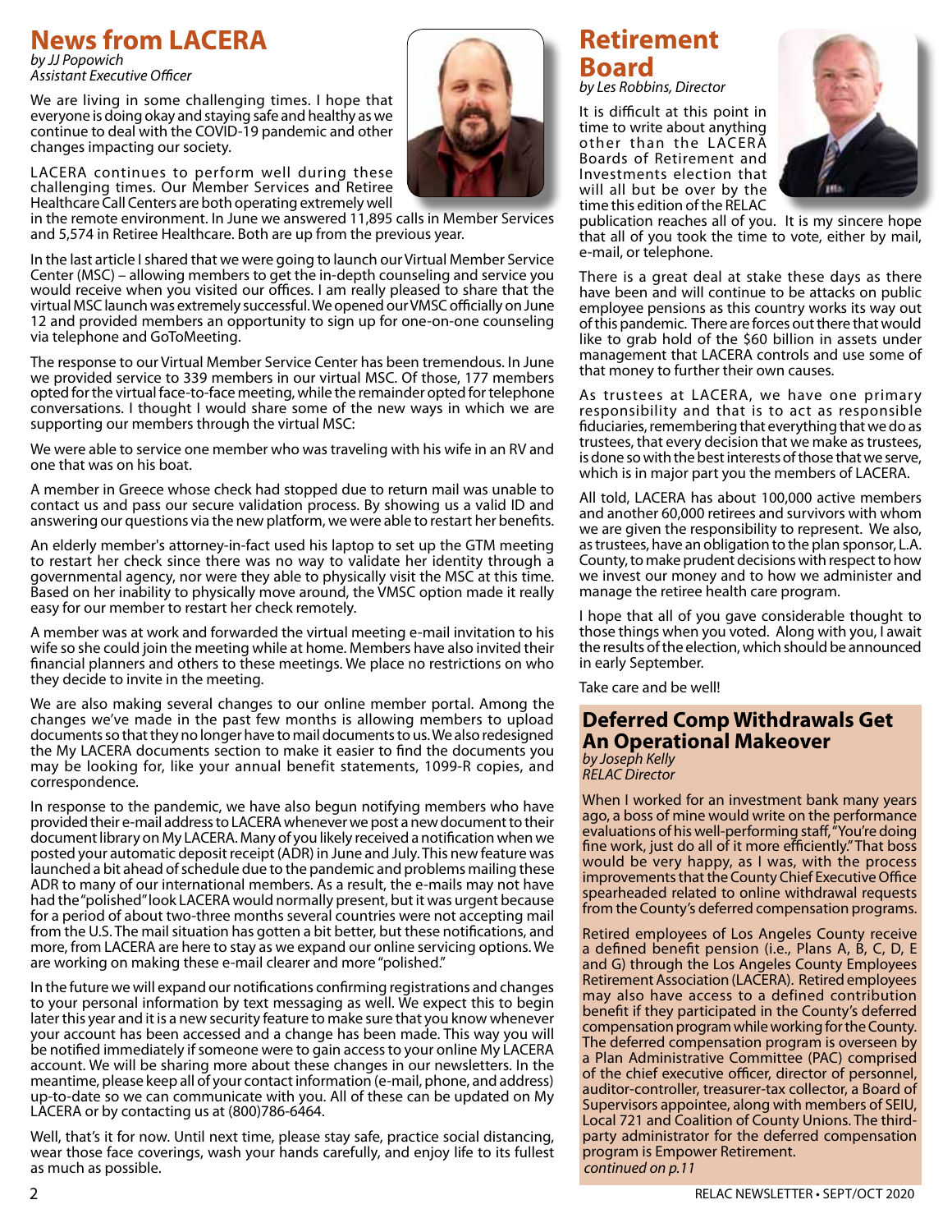# News from LACERA

*by JJ Popowich*
*Assistant Executive Officer*

We are living in some challenging times. I hope that everyone is doing okay and staying safe and healthy as we continue to deal with the COVID-19 pandemic and other changes impacting our society.

LACERA continues to perform well during these challenging times. Our Member Services and Retiree Healthcare Call Centers are both operating extremely well in the remote environment. In June we answered 11,895 calls in Member Services and 5,574 in Retiree Healthcare. Both are up from the previous year.

In the last article I shared that we were going to launch our Virtual Member Service Center (MSC) – allowing members to get the in-depth counseling and service you would receive when you visited our offices. I am really pleased to share that the virtual MSC launch was extremely successful. We opened our VMSC officially on June 12 and provided members an opportunity to sign up for one-on-one counseling via telephone and GoToMeeting.

The response to our Virtual Member Service Center has been tremendous. In June we provided service to 339 members in our virtual MSC. Of those, 177 members opted for the virtual face-to-face meeting, while the remainder opted for telephone conversations. I thought I would share some of the new ways in which we are supporting our members through the virtual MSC:

We were able to service one member who was traveling with his wife in an RV and one that was on his boat.

A member in Greece whose check had stopped due to return mail was unable to contact us and pass our secure validation process. By showing us a valid ID and answering our questions via the new platform, we were able to restart her benefits.

An elderly member's attorney-in-fact used his laptop to set up the GTM meeting to restart her check since there was no way to validate her identity through a governmental agency, nor were they able to physically visit the MSC at this time. Based on her inability to physically move around, the VMSC option made it really easy for our member to restart her check remotely.

A member was at work and forwarded the virtual meeting e-mail invitation to his wife so she could join the meeting while at home. Members have also invited their financial planners and others to these meetings. We place no restrictions on who they decide to invite in the meeting.

We are also making several changes to our online member portal. Among the changes we've made in the past few months is allowing members to upload documents so that they no longer have to mail documents to us. We also redesigned the My LACERA documents section to make it easier to find the documents you may be looking for, like your annual benefit statements, 1099-R copies, and correspondence.

In response to the pandemic, we have also begun notifying members who have provided their e-mail address to LACERA whenever we post a new document to their document library on My LACERA. Many of you likely received a notification when we posted your automatic deposit receipt (ADR) in June and July. This new feature was launched a bit ahead of schedule due to the pandemic and problems mailing these ADR to many of our international members. As a result, the e-mails may not have had the "polished" look LACERA would normally present, but it was urgent because for a period of about two-three months several countries were not accepting mail from the U.S. The mail situation has gotten a bit better, but these notifications, and more, from LACERA are here to stay as we expand our online servicing options. We are working on making these e-mail clearer and more "polished."

In the future we will expand our notifications confirming registrations and changes to your personal information by text messaging as well. We expect this to begin later this year and it is a new security feature to make sure that you know whenever your account has been accessed and a change has been made. This way you will be notified immediately if someone were to gain access to your online My LACERA account. We will be sharing more about these changes in our newsletters. In the meantime, please keep all of your contact information (e-mail, phone, and address) up-to-date so we can communicate with you. All of these can be updated on My LACERA or by contacting us at (800)786-6464.

Well, that's it for now. Until next time, please stay safe, practice social distancing, wear those face coverings, wash your hands carefully, and enjoy life to its fullest as much as possible.

# Retirement Board

*by Les Robbins, Director*

It is difficult at this point in time to write about anything other than the LACERA Boards of Retirement and Investments election that will all but be over by the time this edition of the RELAC publication reaches all of you. It is my sincere hope that all of you took the time to vote, either by mail, e-mail, or telephone.

There is a great deal at stake these days as there have been and will continue to be attacks on public employee pensions as this country works its way out of this pandemic. There are forces out there that would like to grab hold of the $60 billion in assets under management that LACERA controls and use some of that money to further their own causes.

As trustees at LACERA, we have one primary responsibility and that is to act as responsible fiduciaries, remembering that everything that we do as trustees, that every decision that we make as trustees, is done so with the best interests of those that we serve, which is in major part you the members of LACERA.

All told, LACERA has about 100,000 active members and another 60,000 retirees and survivors with whom we are given the responsibility to represent. We also, as trustees, have an obligation to the plan sponsor, L.A. County, to make prudent decisions with respect to how we invest our money and to how we administer and manage the retiree health care program.

I hope that all of you gave considerable thought to those things when you voted. Along with you, I await the results of the election, which should be announced in early September.

Take care and be well!

## Deferred Comp Withdrawals Get An Operational Makeover

*by Joseph Kelly*
*RELAC Director*

When I worked for an investment bank many years ago, a boss of mine would write on the performance evaluations of his well-performing staff, "You're doing fine work, just do all of it more efficiently." That boss would be very happy, as I was, with the process improvements that the County Chief Executive Office spearheaded related to online withdrawal requests from the County's deferred compensation programs.

Retired employees of Los Angeles County receive a defined benefit pension (i.e., Plans A, B, C, D, E and G) through the Los Angeles County Employees Retirement Association (LACERA). Retired employees may also have access to a defined contribution benefit if they participated in the County's deferred compensation program while working for the County. The deferred compensation program is overseen by a Plan Administrative Committee (PAC) comprised of the chief executive officer, director of personnel, auditor-controller, treasurer-tax collector, a Board of Supervisors appointee, along with members of SEIU, Local 721 and Coalition of County Unions. The third-party administrator for the deferred compensation program is Empower Retirement.

*continued on p.11*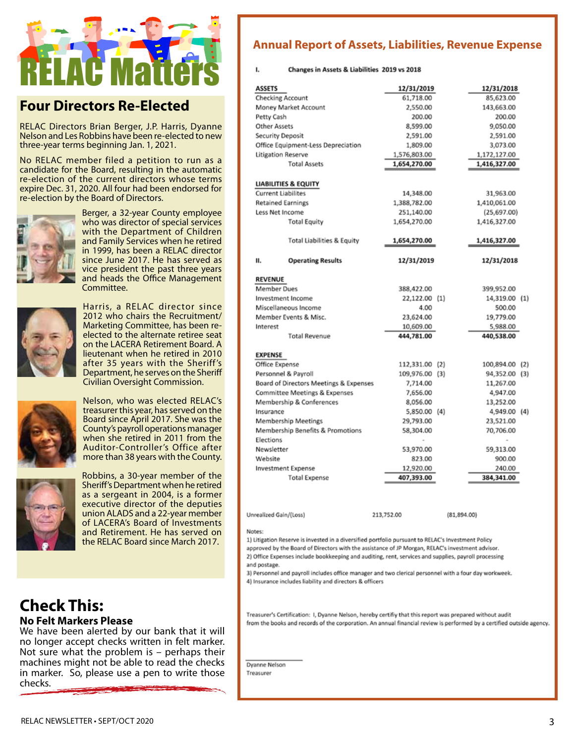# RELAC Matters

## Four Directors Re-Elected

RELAC Directors Brian Berger, J.P. Harris, Dyanne Nelson and Les Robbins have been re-elected to new three-year terms beginning Jan. 1, 2021.

No RELAC member filed a petition to run as a candidate for the Board, resulting in the automatic re-election of the current directors whose terms expire Dec. 31, 2020. All four had been endorsed for re-election by the Board of Directors.

Berger, a 32-year County employee who was director of special services with the Department of Children and Family Services when he retired in 1999, has been a RELAC director since June 2017. He has served as vice president the past three years and heads the Office Management Committee.

Harris, a RELAC director since 2012 who chairs the Recruitment/Marketing Committee, has been re-elected to the alternate retiree seat on the LACERA Retirement Board. A lieutenant when he retired in 2010 after 35 years with the Sheriff's Department, he serves on the Sheriff Civilian Oversight Commission.

Nelson, who was elected RELAC's treasurer this year, has served on the Board since April 2017. She was the County's payroll operations manager when she retired in 2011 from the Auditor-Controller's Office after more than 38 years with the County.

Robbins, a 30-year member of the Sheriff's Department when he retired as a sergeant in 2004, is a former executive director of the deputies union ALADS and a 22-year member of LACERA's Board of Investments and Retirement. He has served on the RELAC Board since March 2017.

## Check This:

### No Felt Markers Please

We have been alerted by our bank that it will no longer accept checks written in felt marker. Not sure what the problem is – perhaps their machines might not be able to read the checks in marker. So, please use a pen to write those checks.

## Annual Report of Assets, Liabilities, Revenue Expense

**I. Changes in Assets & Liabilities 2019 vs 2018**

| ASSETS | 12/31/2019 | 12/31/2018 |
|---|---|---|
| Checking Account | 61,718.00 | 85,623.00 |
| Money Market Account | 2,550.00 | 143,663.00 |
| Petty Cash | 200.00 | 200.00 |
| Other Assets | 8,599.00 | 9,050.00 |
| Security Deposit | 2,591.00 | 2,591.00 |
| Office Equipment-Less Depreciation | 1,809.00 | 3,073.00 |
| Litigation Reserve | 1,576,803.00 | 1,172,127.00 |
| Total Assets | 1,654,270.00 | 1,416,327.00 |
| **LIABILITIES & EQUITY** | | |
| Current Liabilites | 14,348.00 | 31,963.00 |
| Retained Earnings | 1,388,782.00 | 1,410,061.00 |
| Less Net Income | 251,140.00 | (25,697.00) |
| Total Equity | 1,654,270.00 | 1,416,327.00 |
| Total Liabilities & Equity | 1,654,270.00 | 1,416,327.00 |

**II. Operating Results**

| REVENUE | 12/31/2019 | 12/31/2018 |
|---|---|---|
| Member Dues | 388,422.00 | 399,952.00 |
| Investment Income | 22,122.00 (1) | 14,319.00 (1) |
| Miscellaneous Income | 4.00 | 500.00 |
| Member Events & Misc. | 23,624.00 | 19,779.00 |
| Interest | 10,609.00 | 5,988.00 |
| Total Revenue | 444,781.00 | 440,538.00 |
| **EXPENSE** | | |
| Office Expense | 112,331.00 (2) | 100,894.00 (2) |
| Personnel & Payroll | 109,976.00 (3) | 94,352.00 (3) |
| Board of Directors Meetings & Expenses | 7,714.00 | 11,267.00 |
| Committee Meetings & Expenses | 7,656.00 | 4,947.00 |
| Membership & Conferences | 8,056.00 | 13,252.00 |
| Insurance | 5,850.00 (4) | 4,949.00 (4) |
| Membership Meetings | 29,793.00 | 23,521.00 |
| Membership Benefits & Promotions | 58,304.00 | 70,706.00 |
| Elections | - | - |
| Newsletter | 53,970.00 | 59,313.00 |
| Website | 823.00 | 900.00 |
| Investment Expense | 12,920.00 | 240.00 |
| Total Expense | 407,393.00 | 384,341.00 |
| Unrealized Gain/(Loss) | 213,752.00 | (81,894.00) |

Notes:
1) Litigation Reserve is invested in a diversified portfolio pursuant to RELAC's Investment Policy approved by the Board of Directors with the assistance of JP Morgan, RELAC's investment advisor.
2) Office Expenses include bookkeeping and auditing, rent, services and supplies, payroll processing and postage.
3) Personnel and payroll includes office manager and two clerical personnel with a four day workweek.
4) Insurance includes liability and directors & officers

Treasurer's Certification: I, Dyanne Nelson, hereby certify that this report was prepared without audit from the books and records of the corporation. An annual financial review is performed by a certified outside agency.

Dyanne Nelson
Treasurer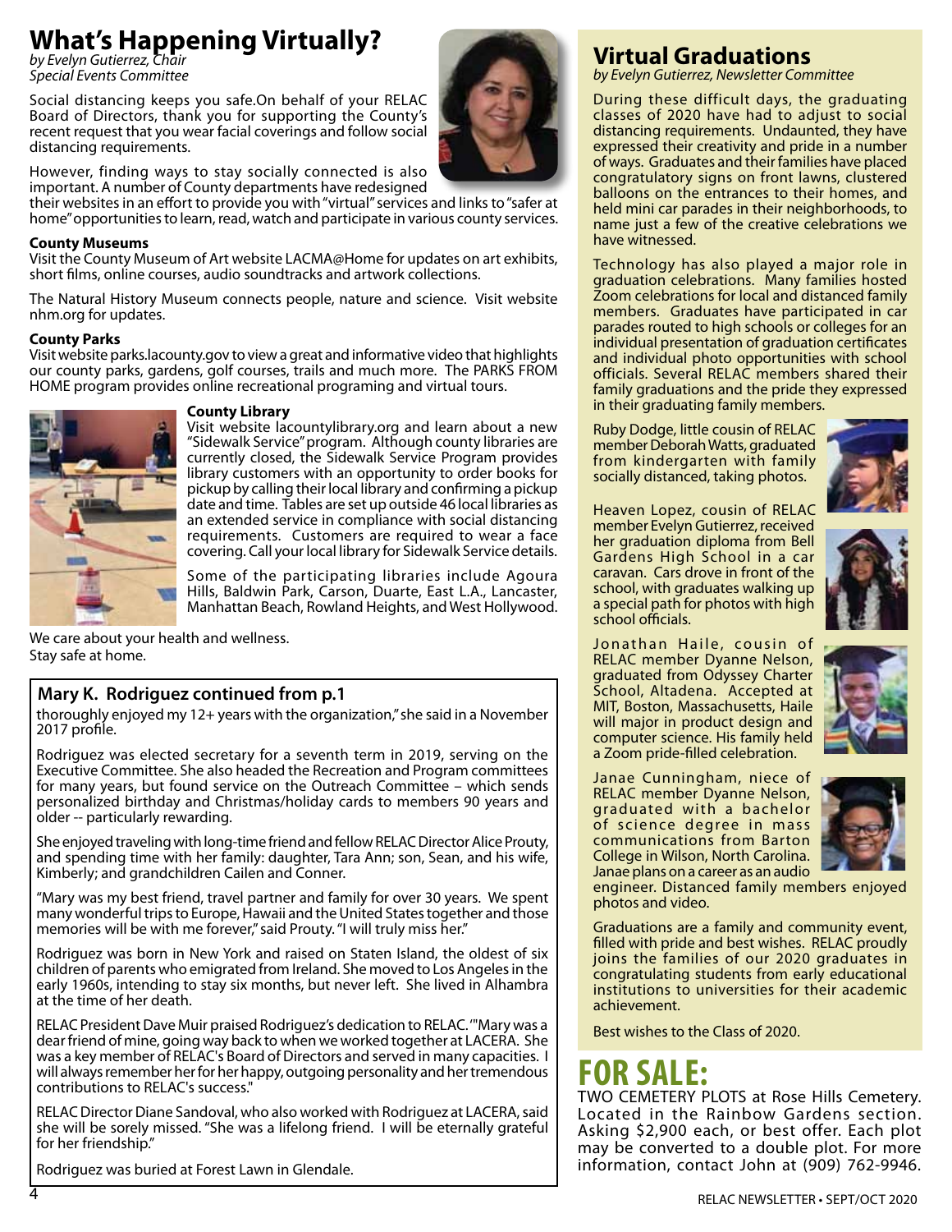# What's Happening Virtually?

*by Evelyn Gutierrez, Chair*
*Special Events Committee*

Social distancing keeps you safe.On behalf of your RELAC Board of Directors, thank you for supporting the County's recent request that you wear facial coverings and follow social distancing requirements.

However, finding ways to stay socially connected is also important. A number of County departments have redesigned their websites in an effort to provide you with "virtual" services and links to "safer at home" opportunities to learn, read, watch and participate in various county services.

**County Museums**
Visit the County Museum of Art website LACMA@Home for updates on art exhibits, short films, online courses, audio soundtracks and artwork collections.

The Natural History Museum connects people, nature and science. Visit website nhm.org for updates.

**County Parks**
Visit website parks.lacounty.gov to view a great and informative video that highlights our county parks, gardens, golf courses, trails and much more. The PARKS FROM HOME program provides online recreational programing and virtual tours.

**County Library**
Visit website lacountylibrary.org and learn about a new "Sidewalk Service" program. Although county libraries are currently closed, the Sidewalk Service Program provides library customers with an opportunity to order books for pickup by calling their local library and confirming a pickup date and time. Tables are set up outside 46 local libraries as an extended service in compliance with social distancing requirements. Customers are required to wear a face covering. Call your local library for Sidewalk Service details.

Some of the participating libraries include Agoura Hills, Baldwin Park, Carson, Duarte, East L.A., Lancaster, Manhattan Beach, Rowland Heights, and West Hollywood.

We care about your health and wellness.
Stay safe at home.

## Mary K. Rodriguez continued from p.1

thoroughly enjoyed my 12+ years with the organization," she said in a November 2017 profile.

Rodriguez was elected secretary for a seventh term in 2019, serving on the Executive Committee. She also headed the Recreation and Program committees for many years, but found service on the Outreach Committee – which sends personalized birthday and Christmas/holiday cards to members 90 years and older -- particularly rewarding.

She enjoyed traveling with long-time friend and fellow RELAC Director Alice Prouty, and spending time with her family: daughter, Tara Ann; son, Sean, and his wife, Kimberly; and grandchildren Cailen and Conner.

"Mary was my best friend, travel partner and family for over 30 years. We spent many wonderful trips to Europe, Hawaii and the United States together and those memories will be with me forever," said Prouty. "I will truly miss her."

Rodriguez was born in New York and raised on Staten Island, the oldest of six children of parents who emigrated from Ireland. She moved to Los Angeles in the early 1960s, intending to stay six months, but never left. She lived in Alhambra at the time of her death.

RELAC President Dave Muir praised Rodriguez's dedication to RELAC. '"Mary was a dear friend of mine, going way back to when we worked together at LACERA. She was a key member of RELAC's Board of Directors and served in many capacities. I will always remember her for her happy, outgoing personality and her tremendous contributions to RELAC's success."

RELAC Director Diane Sandoval, who also worked with Rodriguez at LACERA, said she will be sorely missed. "She was a lifelong friend. I will be eternally grateful for her friendship."

Rodriguez was buried at Forest Lawn in Glendale.

# Virtual Graduations

*by Evelyn Gutierrez, Newsletter Committee*

During these difficult days, the graduating classes of 2020 have had to adjust to social distancing requirements. Undaunted, they have expressed their creativity and pride in a number of ways. Graduates and their families have placed congratulatory signs on front lawns, clustered balloons on the entrances to their homes, and held mini car parades in their neighborhoods, to name just a few of the creative celebrations we have witnessed.

Technology has also played a major role in graduation celebrations. Many families hosted Zoom celebrations for local and distanced family members. Graduates have participated in car parades routed to high schools or colleges for an individual presentation of graduation certificates and individual photo opportunities with school officials. Several RELAC members shared their family graduations and the pride they expressed in their graduating family members.

Ruby Dodge, little cousin of RELAC member Deborah Watts, graduated from kindergarten with family socially distanced, taking photos.

Heaven Lopez, cousin of RELAC member Evelyn Gutierrez, received her graduation diploma from Bell Gardens High School in a car caravan. Cars drove in front of the school, with graduates walking up a special path for photos with high school officials.

Jonathan Haile, cousin of RELAC member Dyanne Nelson, graduated from Odyssey Charter School, Altadena. Accepted at MIT, Boston, Massachusetts, Haile will major in product design and computer science. His family held a Zoom pride-filled celebration.

Janae Cunningham, niece of RELAC member Dyanne Nelson, graduated with a bachelor of science degree in mass communications from Barton College in Wilson, North Carolina. Janae plans on a career as an audio engineer. Distanced family members enjoyed photos and video.

Graduations are a family and community event, filled with pride and best wishes. RELAC proudly joins the families of our 2020 graduates in congratulating students from early educational institutions to universities for their academic achievement.

Best wishes to the Class of 2020.

# FOR SALE:

TWO CEMETERY PLOTS at Rose Hills Cemetery. Located in the Rainbow Gardens section. Asking $2,900 each, or best offer. Each plot may be converted to a double plot. For more information, contact John at (909) 762-9946.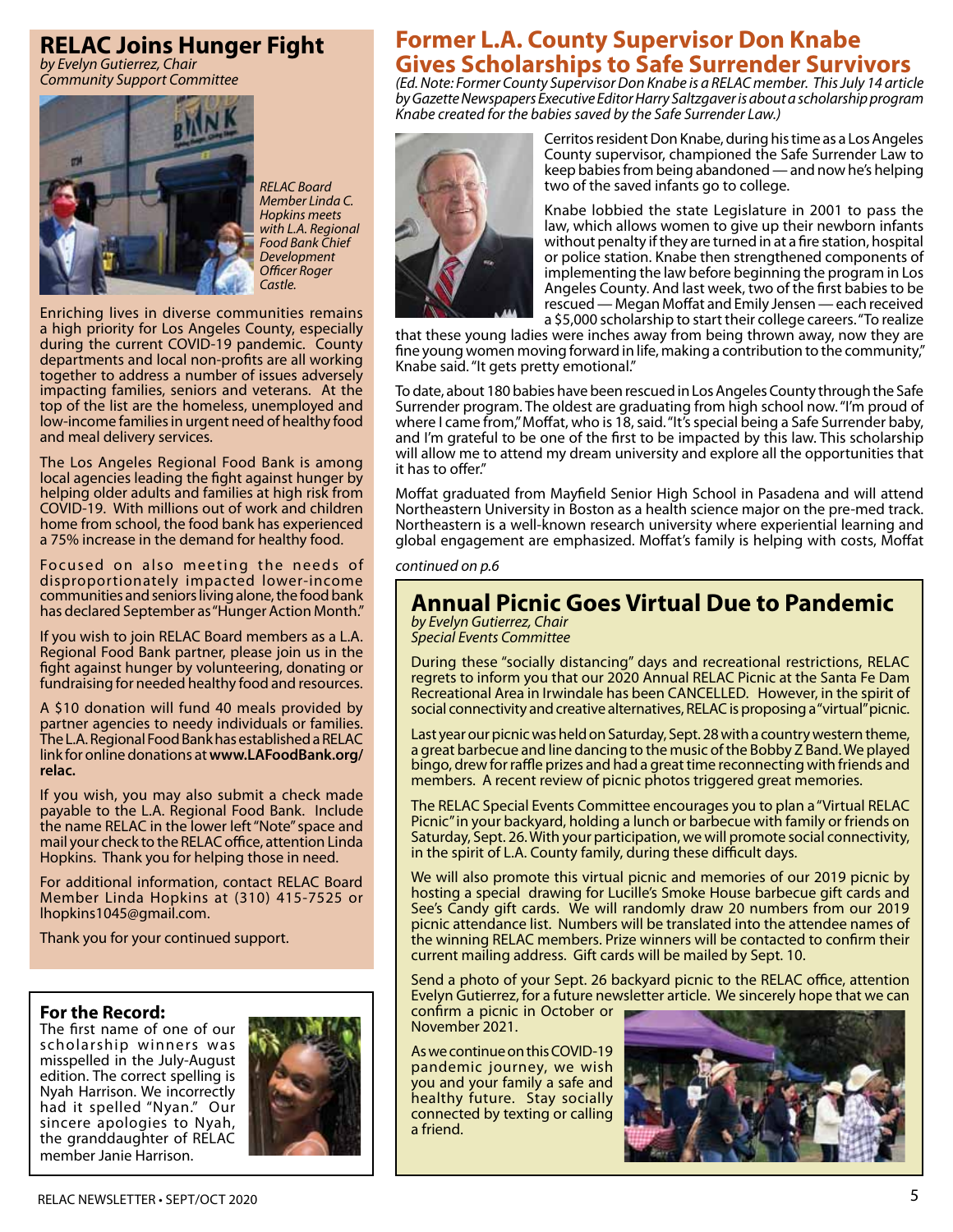## RELAC Joins Hunger Fight

*by Evelyn Gutierrez, Chair*
*Community Support Committee*

*RELAC Board Member Linda C. Hopkins meets with L.A. Regional Food Bank Chief Development Officer Roger Castle.*

Enriching lives in diverse communities remains a high priority for Los Angeles County, especially during the current COVID-19 pandemic. County departments and local non-profits are all working together to address a number of issues adversely impacting families, seniors and veterans. At the top of the list are the homeless, unemployed and low-income families in urgent need of healthy food and meal delivery services.

The Los Angeles Regional Food Bank is among local agencies leading the fight against hunger by helping older adults and families at high risk from COVID-19. With millions out of work and children home from school, the food bank has experienced a 75% increase in the demand for healthy food.

Focused on also meeting the needs of disproportionately impacted lower-income communities and seniors living alone, the food bank has declared September as "Hunger Action Month."

If you wish to join RELAC Board members as a L.A. Regional Food Bank partner, please join us in the fight against hunger by volunteering, donating or fundraising for needed healthy food and resources.

A $10 donation will fund 40 meals provided by partner agencies to needy individuals or families. The L.A. Regional Food Bank has established a RELAC link for online donations at **www.LAFoodBank.org/relac.**

If you wish, you may also submit a check made payable to the L.A. Regional Food Bank. Include the name RELAC in the lower left "Note" space and mail your check to the RELAC office, attention Linda Hopkins. Thank you for helping those in need.

For additional information, contact RELAC Board Member Linda Hopkins at (310) 415-7525 or lhopkins1045@gmail.com.

Thank you for your continued support.

### For the Record:

The first name of one of our scholarship winners was misspelled in the July-August edition. The correct spelling is Nyah Harrison. We incorrectly had it spelled "Nyan." Our sincere apologies to Nyah, the granddaughter of RELAC member Janie Harrison.

## Former L.A. County Supervisor Don Knabe Gives Scholarships to Safe Surrender Survivors

*(Ed. Note: Former County Supervisor Don Knabe is a RELAC member. This July 14 article by Gazette Newspapers Executive Editor Harry Saltzgaver is about a scholarship program Knabe created for the babies saved by the Safe Surrender Law.)*

Cerritos resident Don Knabe, during his time as a Los Angeles County supervisor, championed the Safe Surrender Law to keep babies from being abandoned — and now he's helping two of the saved infants go to college.

Knabe lobbied the state Legislature in 2001 to pass the law, which allows women to give up their newborn infants without penalty if they are turned in at a fire station, hospital or police station. Knabe then strengthened components of implementing the law before beginning the program in Los Angeles County. And last week, two of the first babies to be rescued — Megan Moffat and Emily Jensen — each received a $5,000 scholarship to start their college careers. "To realize that these young ladies were inches away from being thrown away, now they are fine young women moving forward in life, making a contribution to the community," Knabe said. "It gets pretty emotional."

To date, about 180 babies have been rescued in Los Angeles County through the Safe Surrender program. The oldest are graduating from high school now. "I'm proud of where I came from," Moffat, who is 18, said. "It's special being a Safe Surrender baby, and I'm grateful to be one of the first to be impacted by this law. This scholarship will allow me to attend my dream university and explore all the opportunities that it has to offer."

Moffat graduated from Mayfield Senior High School in Pasadena and will attend Northeastern University in Boston as a health science major on the pre-med track. Northeastern is a well-known research university where experiential learning and global engagement are emphasized. Moffat's family is helping with costs, Moffat

*continued on p.6*

## Annual Picnic Goes Virtual Due to Pandemic

*by Evelyn Gutierrez, Chair*
*Special Events Committee*

During these "socially distancing" days and recreational restrictions, RELAC regrets to inform you that our 2020 Annual RELAC Picnic at the Santa Fe Dam Recreational Area in Irwindale has been CANCELLED. However, in the spirit of social connectivity and creative alternatives, RELAC is proposing a "virtual" picnic.

Last year our picnic was held on Saturday, Sept. 28 with a country western theme, a great barbecue and line dancing to the music of the Bobby Z Band. We played bingo, drew for raffle prizes and had a great time reconnecting with friends and members. A recent review of picnic photos triggered great memories.

The RELAC Special Events Committee encourages you to plan a "Virtual RELAC Picnic" in your backyard, holding a lunch or barbecue with family or friends on Saturday, Sept. 26. With your participation, we will promote social connectivity, in the spirit of L.A. County family, during these difficult days.

We will also promote this virtual picnic and memories of our 2019 picnic by hosting a special drawing for Lucille's Smoke House barbecue gift cards and See's Candy gift cards. We will randomly draw 20 numbers from our 2019 picnic attendance list. Numbers will be translated into the attendee names of the winning RELAC members. Prize winners will be contacted to confirm their current mailing address. Gift cards will be mailed by Sept. 10.

Send a photo of your Sept. 26 backyard picnic to the RELAC office, attention Evelyn Gutierrez, for a future newsletter article. We sincerely hope that we can confirm a picnic in October or November 2021.

As we continue on this COVID-19 pandemic journey, we wish you and your family a safe and healthy future. Stay socially connected by texting or calling a friend.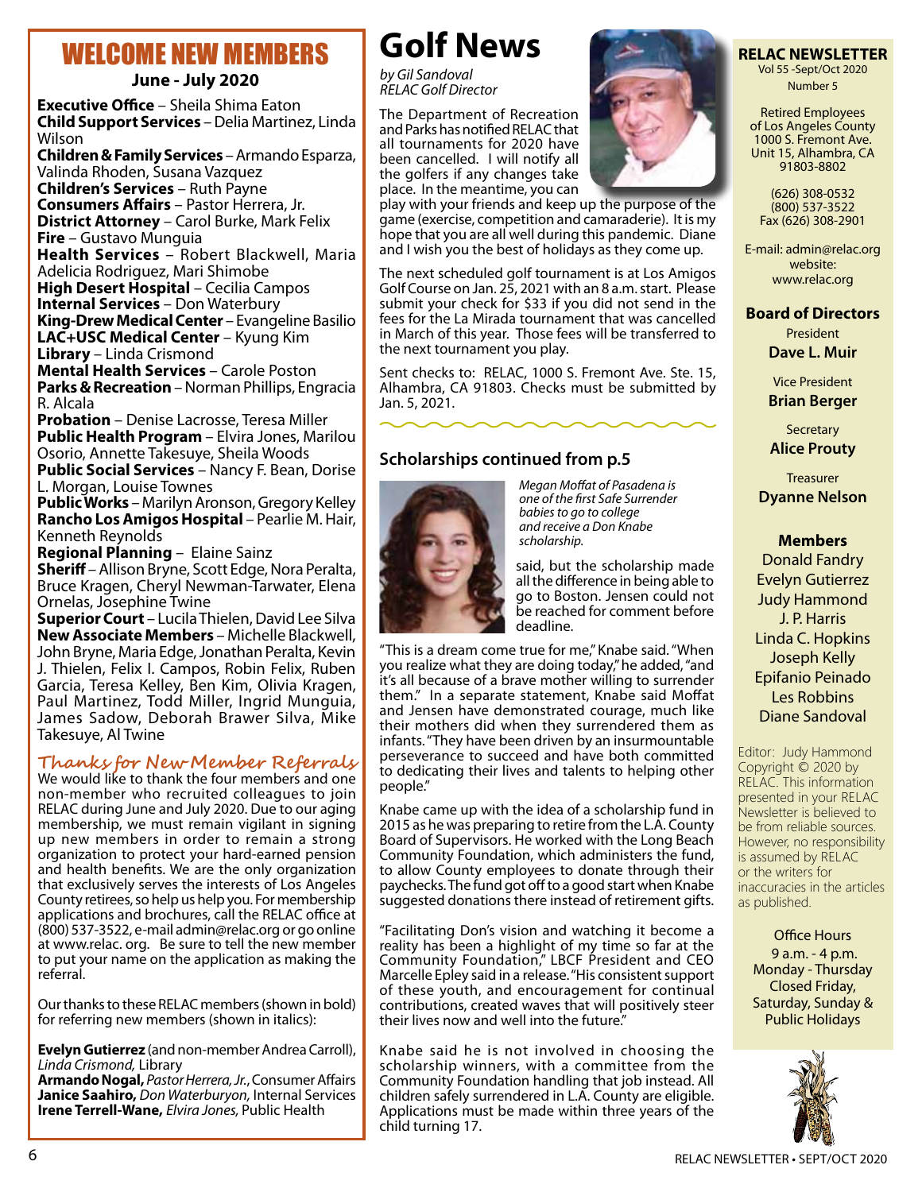# WELCOME NEW MEMBERS

### June - July 2020

**Executive Office** – Sheila Shima Eaton
**Child Support Services** – Delia Martinez, Linda Wilson
**Children & Family Services** – Armando Esparza, Valinda Rhoden, Susana Vazquez
**Children's Services** – Ruth Payne
**Consumers Affairs** – Pastor Herrera, Jr.
**District Attorney** – Carol Burke, Mark Felix
**Fire** – Gustavo Munguia
**Health Services** – Robert Blackwell, Maria Adelicia Rodriguez, Mari Shimobe
**High Desert Hospital** – Cecilia Campos
**Internal Services** – Don Waterbury
**King-Drew Medical Center** – Evangeline Basilio
**LAC+USC Medical Center** – Kyung Kim
**Library** – Linda Crismond
**Mental Health Services** – Carole Poston
**Parks & Recreation** – Norman Phillips, Engracia R. Alcala
**Probation** – Denise Lacrosse, Teresa Miller
**Public Health Program** – Elvira Jones, Marilou Osorio, Annette Takesuye, Sheila Woods
**Public Social Services** – Nancy F. Bean, Dorise L. Morgan, Louise Townes
**Public Works** – Marilyn Aronson, Gregory Kelley
**Rancho Los Amigos Hospital** – Pearlie M. Hair, Kenneth Reynolds
**Regional Planning** – Elaine Sainz
**Sheriff** – Allison Bryne, Scott Edge, Nora Peralta, Bruce Kragen, Cheryl Newman-Tarwater, Elena Ornelas, Josephine Twine
**Superior Court** – Lucila Thielen, David Lee Silva
**New Associate Members** – Michelle Blackwell, John Bryne, Maria Edge, Jonathan Peralta, Kevin J. Thielen, Felix I. Campos, Robin Felix, Ruben Garcia, Teresa Kelley, Ben Kim, Olivia Kragen, Paul Martinez, Todd Miller, Ingrid Munguia, James Sadow, Deborah Brawer Silva, Mike Takesuye, Al Twine

## Thanks for New Member Referrals

We would like to thank the four members and one non-member who recruited colleagues to join RELAC during June and July 2020. Due to our aging membership, we must remain vigilant in signing up new members in order to remain a strong organization to protect your hard-earned pension and health benefits. We are the only organization that exclusively serves the interests of Los Angeles County retirees, so help us help you. For membership applications and brochures, call the RELAC office at (800) 537-3522, e-mail admin@relac.org or go online at www.relac. org. Be sure to tell the new member to put your name on the application as making the referral.

Our thanks to these RELAC members (shown in bold) for referring new members (shown in italics):

**Evelyn Gutierrez** (and non-member Andrea Carroll), *Linda Crismond,* Library
**Armando Nogal,** *Pastor Herrera, Jr.*, Consumer Affairs
**Janice Saahiro,** *Don Waterburyon,* Internal Services
**Irene Terrell-Wane,** *Elvira Jones,* Public Health

# Golf News

*by Gil Sandoval*
*RELAC Golf Director*

The Department of Recreation and Parks has notified RELAC that all tournaments for 2020 have been cancelled. I will notify all the golfers if any changes take place. In the meantime, you can play with your friends and keep up the purpose of the game (exercise, competition and camaraderie). It is my hope that you are all well during this pandemic. Diane and I wish you the best of holidays as they come up.

The next scheduled golf tournament is at Los Amigos Golf Course on Jan. 25, 2021 with an 8 a.m. start. Please submit your check for $33 if you did not send in the fees for the La Mirada tournament that was cancelled in March of this year. Those fees will be transferred to the next tournament you play.

Sent checks to: RELAC, 1000 S. Fremont Ave. Ste. 15, Alhambra, CA 91803. Checks must be submitted by Jan. 5, 2021.

## Scholarships continued from p.5

*Megan Moffat of Pasadena is one of the first Safe Surrender babies to go to college and receive a Don Knabe scholarship.*

said, but the scholarship made all the difference in being able to go to Boston. Jensen could not be reached for comment before deadline.

"This is a dream come true for me," Knabe said. "When you realize what they are doing today," he added, "and it's all because of a brave mother willing to surrender them." In a separate statement, Knabe said Moffat and Jensen have demonstrated courage, much like their mothers did when they surrendered them as infants. "They have been driven by an insurmountable perseverance to succeed and have both committed to dedicating their lives and talents to helping other people."

Knabe came up with the idea of a scholarship fund in 2015 as he was preparing to retire from the L.A. County Board of Supervisors. He worked with the Long Beach Community Foundation, which administers the fund, to allow County employees to donate through their paychecks. The fund got off to a good start when Knabe suggested donations there instead of retirement gifts.

"Facilitating Don's vision and watching it become a reality has been a highlight of my time so far at the Community Foundation," LBCF President and CEO Marcelle Epley said in a release. "His consistent support of these youth, and encouragement for continual contributions, created waves that will positively steer their lives now and well into the future."

Knabe said he is not involved in choosing the scholarship winners, with a committee from the Community Foundation handling that job instead. All children safely surrendered in L.A. County are eligible. Applications must be made within three years of the child turning 17.

**RELAC NEWSLETTER**
Vol 55 -Sept/Oct 2020
Number 5

Retired Employees of Los Angeles County
1000 S. Fremont Ave. Unit 15, Alhambra, CA 91803-8802

(626) 308-0532
(800) 537-3522
Fax (626) 308-2901

E-mail: admin@relac.org
website: www.relac.org

**Board of Directors**

President
**Dave L. Muir**

Vice President
**Brian Berger**

Secretary
**Alice Prouty**

Treasurer
**Dyanne Nelson**

**Members**
Donald Fandry
Evelyn Gutierrez
Judy Hammond
J. P. Harris
Linda C. Hopkins
Joseph Kelly
Epifanio Peinado
Les Robbins
Diane Sandoval

Editor: Judy Hammond
Copyright © 2020 by RELAC. This information presented in your RELAC Newsletter is believed to be from reliable sources. However, no responsibility is assumed by RELAC or the writers for inaccuracies in the articles as published.

Office Hours
9 a.m. - 4 p.m.
Monday - Thursday
Closed Friday, Saturday, Sunday & Public Holidays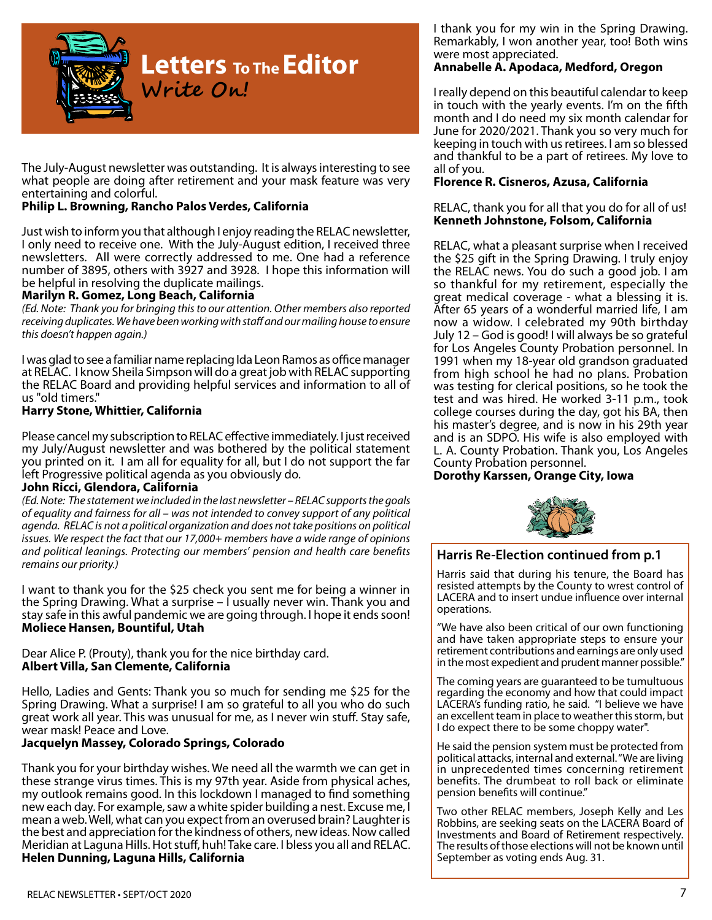# Letters To The Editor

**Write On!**

The July-August newsletter was outstanding. It is always interesting to see what people are doing after retirement and your mask feature was very entertaining and colorful.
**Philip L. Browning, Rancho Palos Verdes, California**

Just wish to inform you that although I enjoy reading the RELAC newsletter, I only need to receive one. With the July-August edition, I received three newsletters. All were correctly addressed to me. One had a reference number of 3895, others with 3927 and 3928. I hope this information will be helpful in resolving the duplicate mailings.
**Marilyn R. Gomez, Long Beach, California**
*(Ed. Note: Thank you for bringing this to our attention. Other members also reported receiving duplicates. We have been working with staff and our mailing house to ensure this doesn't happen again.)*

I was glad to see a familiar name replacing Ida Leon Ramos as office manager at RELAC. I know Sheila Simpson will do a great job with RELAC supporting the RELAC Board and providing helpful services and information to all of us "old timers."
**Harry Stone, Whittier, California**

Please cancel my subscription to RELAC effective immediately. I just received my July/August newsletter and was bothered by the political statement you printed on it. I am all for equality for all, but I do not support the far left Progressive political agenda as you obviously do.
**John Ricci, Glendora, California**
*(Ed. Note: The statement we included in the last newsletter – RELAC supports the goals of equality and fairness for all – was not intended to convey support of any political agenda. RELAC is not a political organization and does not take positions on political issues. We respect the fact that our 17,000+ members have a wide range of opinions and political leanings. Protecting our members' pension and health care benefits remains our priority.)*

I want to thank you for the $25 check you sent me for being a winner in the Spring Drawing. What a surprise – I usually never win. Thank you and stay safe in this awful pandemic we are going through. I hope it ends soon!
**Moliece Hansen, Bountiful, Utah**

Dear Alice P. (Prouty), thank you for the nice birthday card.
**Albert Villa, San Clemente, California**

Hello, Ladies and Gents: Thank you so much for sending me $25 for the Spring Drawing. What a surprise! I am so grateful to all you who do such great work all year. This was unusual for me, as I never win stuff. Stay safe, wear mask! Peace and Love.
**Jacquelyn Massey, Colorado Springs, Colorado**

Thank you for your birthday wishes. We need all the warmth we can get in these strange virus times. This is my 97th year. Aside from physical aches, my outlook remains good. In this lockdown I managed to find something new each day. For example, saw a white spider building a nest. Excuse me, I mean a web. Well, what can you expect from an overused brain? Laughter is the best and appreciation for the kindness of others, new ideas. Now called Meridian at Laguna Hills. Hot stuff, huh! Take care. I bless you all and RELAC.
**Helen Dunning, Laguna Hills, California**

I thank you for my win in the Spring Drawing. Remarkably, I won another year, too! Both wins were most appreciated.
**Annabelle A. Apodaca, Medford, Oregon**

I really depend on this beautiful calendar to keep in touch with the yearly events. I'm on the fifth month and I do need my six month calendar for June for 2020/2021. Thank you so very much for keeping in touch with us retirees. I am so blessed and thankful to be a part of retirees. My love to all of you.
**Florence R. Cisneros, Azusa, California**

RELAC, thank you for all that you do for all of us!
**Kenneth Johnstone, Folsom, California**

RELAC, what a pleasant surprise when I received the $25 gift in the Spring Drawing. I truly enjoy the RELAC news. You do such a good job. I am so thankful for my retirement, especially the great medical coverage - what a blessing it is. After 65 years of a wonderful married life, I am now a widow. I celebrated my 90th birthday July 12 – God is good! I will always be so grateful for Los Angeles County Probation personnel. In 1991 when my 18-year old grandson graduated from high school he had no plans. Probation was testing for clerical positions, so he took the test and was hired. He worked 3-11 p.m., took college courses during the day, got his BA, then his master's degree, and is now in his 29th year and is an SDPO. His wife is also employed with L. A. County Probation. Thank you, Los Angeles County Probation personnel.
**Dorothy Karssen, Orange City, Iowa**

## Harris Re-Election continued from p.1

Harris said that during his tenure, the Board has resisted attempts by the County to wrest control of LACERA and to insert undue influence over internal operations.

"We have also been critical of our own functioning and have taken appropriate steps to ensure your retirement contributions and earnings are only used in the most expedient and prudent manner possible."

The coming years are guaranteed to be tumultuous regarding the economy and how that could impact LACERA's funding ratio, he said. "I believe we have an excellent team in place to weather this storm, but I do expect there to be some choppy water".

He said the pension system must be protected from political attacks, internal and external. "We are living in unprecedented times concerning retirement benefits. The drumbeat to roll back or eliminate pension benefits will continue."

Two other RELAC members, Joseph Kelly and Les Robbins, are seeking seats on the LACERA Board of Investments and Board of Retirement respectively. The results of those elections will not be known until September as voting ends Aug. 31.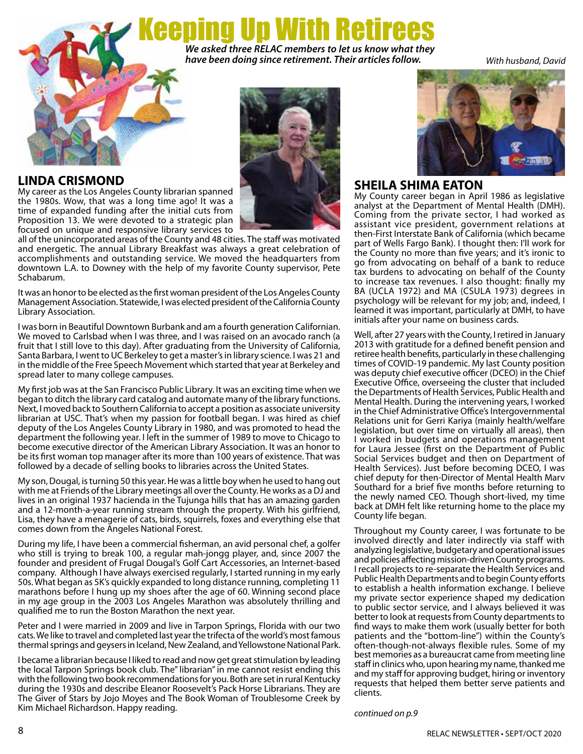# Keeping Up With Retirees

***We asked three RELAC members to let us know what they have been doing since retirement. Their articles follow.***

## LINDA CRISMOND

My career as the Los Angeles County librarian spanned the 1980s. Wow, that was a long time ago! It was a time of expanded funding after the initial cuts from Proposition 13. We were devoted to a strategic plan focused on unique and responsive library services to all of the unincorporated areas of the County and 48 cities. The staff was motivated and energetic. The annual Library Breakfast was always a great celebration of accomplishments and outstanding service. We moved the headquarters from downtown L.A. to Downey with the help of my favorite County supervisor, Pete Schabarum.

It was an honor to be elected as the first woman president of the Los Angeles County Management Association. Statewide, I was elected president of the California County Library Association.

I was born in Beautiful Downtown Burbank and am a fourth generation Californian. We moved to Carlsbad when I was three, and I was raised on an avocado ranch (a fruit that I still love to this day). After graduating from the University of California, Santa Barbara, I went to UC Berkeley to get a master's in library science. I was 21 and in the middle of the Free Speech Movement which started that year at Berkeley and spread later to many college campuses.

My first job was at the San Francisco Public Library. It was an exciting time when we began to ditch the library card catalog and automate many of the library functions. Next, I moved back to Southern California to accept a position as associate university librarian at USC. That's when my passion for football began. I was hired as chief deputy of the Los Angeles County Library in 1980, and was promoted to head the department the following year. I left in the summer of 1989 to move to Chicago to become executive director of the American Library Association. It was an honor to be its first woman top manager after its more than 100 years of existence. That was followed by a decade of selling books to libraries across the United States.

My son, Dougal, is turning 50 this year. He was a little boy when he used to hang out with me at Friends of the Library meetings all over the County. He works as a DJ and lives in an original 1937 hacienda in the Tujunga hills that has an amazing garden and a 12-month-a-year running stream through the property. With his girlfriend, Lisa, they have a menagerie of cats, birds, squirrels, foxes and everything else that comes down from the Angeles National Forest.

During my life, I have been a commercial fisherman, an avid personal chef, a golfer who still is trying to break 100, a regular mah-jongg player, and, since 2007 the founder and president of Frugal Dougal's Golf Cart Accessories, an Internet-based company. Although I have always exercised regularly, I started running in my early 50s. What began as 5K's quickly expanded to long distance running, completing 11 marathons before I hung up my shoes after the age of 60. Winning second place in my age group in the 2003 Los Angeles Marathon was absolutely thrilling and qualified me to run the Boston Marathon the next year.

Peter and I were married in 2009 and live in Tarpon Springs, Florida with our two cats. We like to travel and completed last year the trifecta of the world's most famous thermal springs and geysers in Iceland, New Zealand, and Yellowstone National Park.

I became a librarian because I liked to read and now get great stimulation by leading the local Tarpon Springs book club. The" librarian" in me cannot resist ending this with the following two book recommendations for you. Both are set in rural Kentucky during the 1930s and describe Eleanor Roosevelt's Pack Horse Librarians. They are The Giver of Stars by Jojo Moyes and The Book Woman of Troublesome Creek by Kim Michael Richardson. Happy reading.

*With husband, David*

## SHEILA SHIMA EATON

My County career began in April 1986 as legislative analyst at the Department of Mental Health (DMH). Coming from the private sector, I had worked as assistant vice president, government relations at then-First Interstate Bank of California (which became part of Wells Fargo Bank). I thought then: I'll work for the County no more than five years; and it's ironic to go from advocating on behalf of a bank to reduce tax burdens to advocating on behalf of the County to increase tax revenues. I also thought: finally my BA (UCLA 1972) and MA (CSULA 1973) degrees in psychology will be relevant for my job; and, indeed, I learned it was important, particularly at DMH, to have initials after your name on business cards.

Well, after 27 years with the County, I retired in January 2013 with gratitude for a defined benefit pension and retiree health benefits, particularly in these challenging times of COVID-19 pandemic. My last County position was deputy chief executive officer (DCEO) in the Chief Executive Office, overseeing the cluster that included the Departments of Health Services, Public Health and Mental Health. During the intervening years, I worked in the Chief Administrative Office's Intergovernmental Relations unit for Gerri Kariya (mainly health/welfare legislation, but over time on virtually all areas), then I worked in budgets and operations management for Laura Jessee (first on the Department of Public Social Services budget and then on Department of Health Services). Just before becoming DCEO, I was chief deputy for then-Director of Mental Health Marv Southard for a brief five months before returning to the newly named CEO. Though short-lived, my time back at DMH felt like returning home to the place my County life began.

Throughout my County career, I was fortunate to be involved directly and later indirectly via staff with analyzing legislative, budgetary and operational issues and policies affecting mission-driven County programs. I recall projects to re-separate the Health Services and Public Health Departments and to begin County efforts to establish a health information exchange. I believe my private sector experience shaped my dedication to public sector service, and I always believed it was better to look at requests from County departments to find ways to make them work (usually better for both patients and the "bottom-line") within the County's often-though-not-always flexible rules. Some of my best memories as a bureaucrat came from meeting line staff in clinics who, upon hearing my name, thanked me and my staff for approving budget, hiring or inventory requests that helped them better serve patients and clients.

*continued on p.9*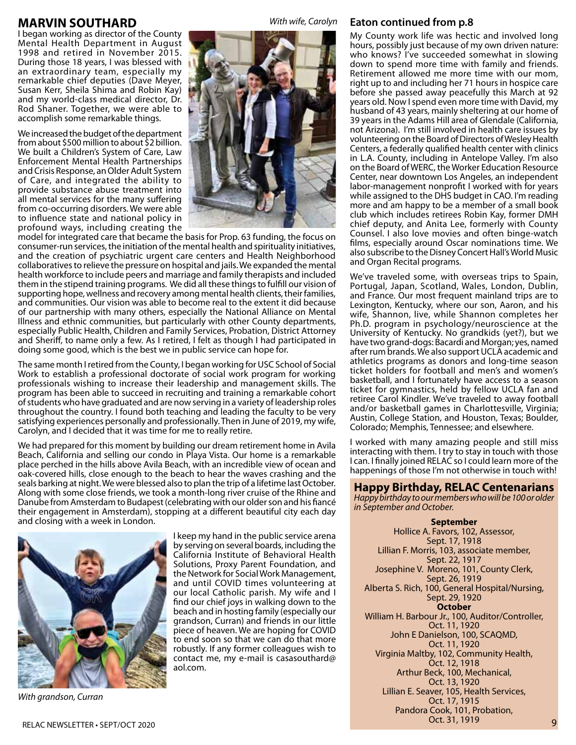## MARVIN SOUTHARD

I began working as director of the County Mental Health Department in August 1998 and retired in November 2015. During those 18 years, I was blessed with an extraordinary team, especially my remarkable chief deputies (Dave Meyer, Susan Kerr, Sheila Shima and Robin Kay) and my world-class medical director, Dr. Rod Shaner. Together, we were able to accomplish some remarkable things.

*With wife, Carolyn*

We increased the budget of the department from about $500 million to about $2 billion. We built a Children's System of Care, Law Enforcement Mental Health Partnerships and Crisis Response, an Older Adult System of Care, and integrated the ability to provide substance abuse treatment into all mental services for the many suffering from co-occurring disorders. We were able to influence state and national policy in profound ways, including creating the model for integrated care that became the basis for Prop. 63 funding, the focus on consumer-run services, the initiation of the mental health and spirituality initiatives, and the creation of psychiatric urgent care centers and Health Neighborhood collaboratives to relieve the pressure on hospital and jails. We expanded the mental health workforce to include peers and marriage and family therapists and included them in the stipend training programs. We did all these things to fulfill our vision of supporting hope, wellness and recovery among mental health clients, their families, and communities. Our vision was able to become real to the extent it did because of our partnership with many others, especially the National Alliance on Mental Illness and ethnic communities, but particularly with other County departments, especially Public Health, Children and Family Services, Probation, District Attorney and Sheriff, to name only a few. As I retired, I felt as though I had participated in doing some good, which is the best we in public service can hope for.

The same month I retired from the County, I began working for USC School of Social Work to establish a professional doctorate of social work program for working professionals wishing to increase their leadership and management skills. The program has been able to succeed in recruiting and training a remarkable cohort of students who have graduated and are now serving in a variety of leadership roles throughout the country. I found both teaching and leading the faculty to be very satisfying experiences personally and professionally. Then in June of 2019, my wife, Carolyn, and I decided that it was time for me to really retire.

We had prepared for this moment by building our dream retirement home in Avila Beach, California and selling our condo in Playa Vista. Our home is a remarkable place perched in the hills above Avila Beach, with an incredible view of ocean and oak-covered hills, close enough to the beach to hear the waves crashing and the seals barking at night. We were blessed also to plan the trip of a lifetime last October. Along with some close friends, we took a month-long river cruise of the Rhine and Danube from Amsterdam to Budapest (celebrating with our older son and his fiancé their engagement in Amsterdam), stopping at a different beautiful city each day and closing with a week in London.

*With grandson, Curran*

I keep my hand in the public service arena by serving on several boards, including the California Institute of Behavioral Health Solutions, Proxy Parent Foundation, and the Network for Social Work Management, and until COVID times volunteering at our local Catholic parish. My wife and I find our chief joys in walking down to the beach and in hosting family (especially our grandson, Curran) and friends in our little piece of heaven. We are hoping for COVID to end soon so that we can do that more robustly. If any former colleagues wish to contact me, my e-mail is casasouthard@aol.com.

## Eaton continued from p.8

My County work life was hectic and involved long hours, possibly just because of my own driven nature: who knows? I've succeeded somewhat in slowing down to spend more time with family and friends. Retirement allowed me more time with our mom, right up to and including her 71 hours in hospice care before she passed away peacefully this March at 92 years old. Now I spend even more time with David, my husband of 43 years, mainly sheltering at our home of 39 years in the Adams Hill area of Glendale (California, not Arizona). I'm still involved in health care issues by volunteering on the Board of Directors of Wesley Health Centers, a federally qualified health center with clinics in L.A. County, including in Antelope Valley. I'm also on the Board of WERC, the Worker Education Resource Center, near downtown Los Angeles, an independent labor-management nonprofit I worked with for years while assigned to the DHS budget in CAO. I'm reading more and am happy to be a member of a small book club which includes retirees Robin Kay, former DMH chief deputy, and Anita Lee, formerly with County Counsel. I also love movies and often binge-watch films, especially around Oscar nominations time. We also subscribe to the Disney Concert Hall's World Music and Organ Recital programs.

We've traveled some, with overseas trips to Spain, Portugal, Japan, Scotland, Wales, London, Dublin, and France. Our most frequent mainland trips are to Lexington, Kentucky, where our son, Aaron, and his wife, Shannon, live, while Shannon completes her Ph.D. program in psychology/neuroscience at the University of Kentucky. No grandkids (yet?), but we have two grand-dogs: Bacardi and Morgan; yes, named after rum brands. We also support UCLA academic and athletics programs as donors and long-time season ticket holders for football and men's and women's basketball, and I fortunately have access to a season ticket for gymnastics, held by fellow UCLA fan and retiree Carol Kindler. We've traveled to away football and/or basketball games in Charlottesville, Virginia; Austin, College Station, and Houston, Texas; Boulder, Colorado; Memphis, Tennessee; and elsewhere.

I worked with many amazing people and still miss interacting with them. I try to stay in touch with those I can. I finally joined RELAC so I could learn more of the happenings of those I'm not otherwise in touch with!

## Happy Birthday, RELAC Centenarians

*Happy birthday to our members who will be 100 or older in September and October.*

**September**

Hollice A. Favors, 102, Assessor, Sept. 17, 1918

Lillian F. Morris, 103, associate member, Sept. 22, 1917

Josephine V. Moreno, 101, County Clerk, Sept. 26, 1919

Alberta S. Rich, 100, General Hospital/Nursing, Sept. 29, 1920

**October**

William H. Barbour Jr., 100, Auditor/Controller, Oct. 11, 1920

John E Danielson, 100, SCAQMD, Oct. 11, 1920

Virginia Maltby, 102, Community Health, Oct. 12, 1918

Arthur Beck, 100, Mechanical, Oct. 13, 1920

Lillian E. Seaver, 105, Health Services, Oct. 17, 1915

Pandora Cook, 101, Probation, Oct. 31, 1919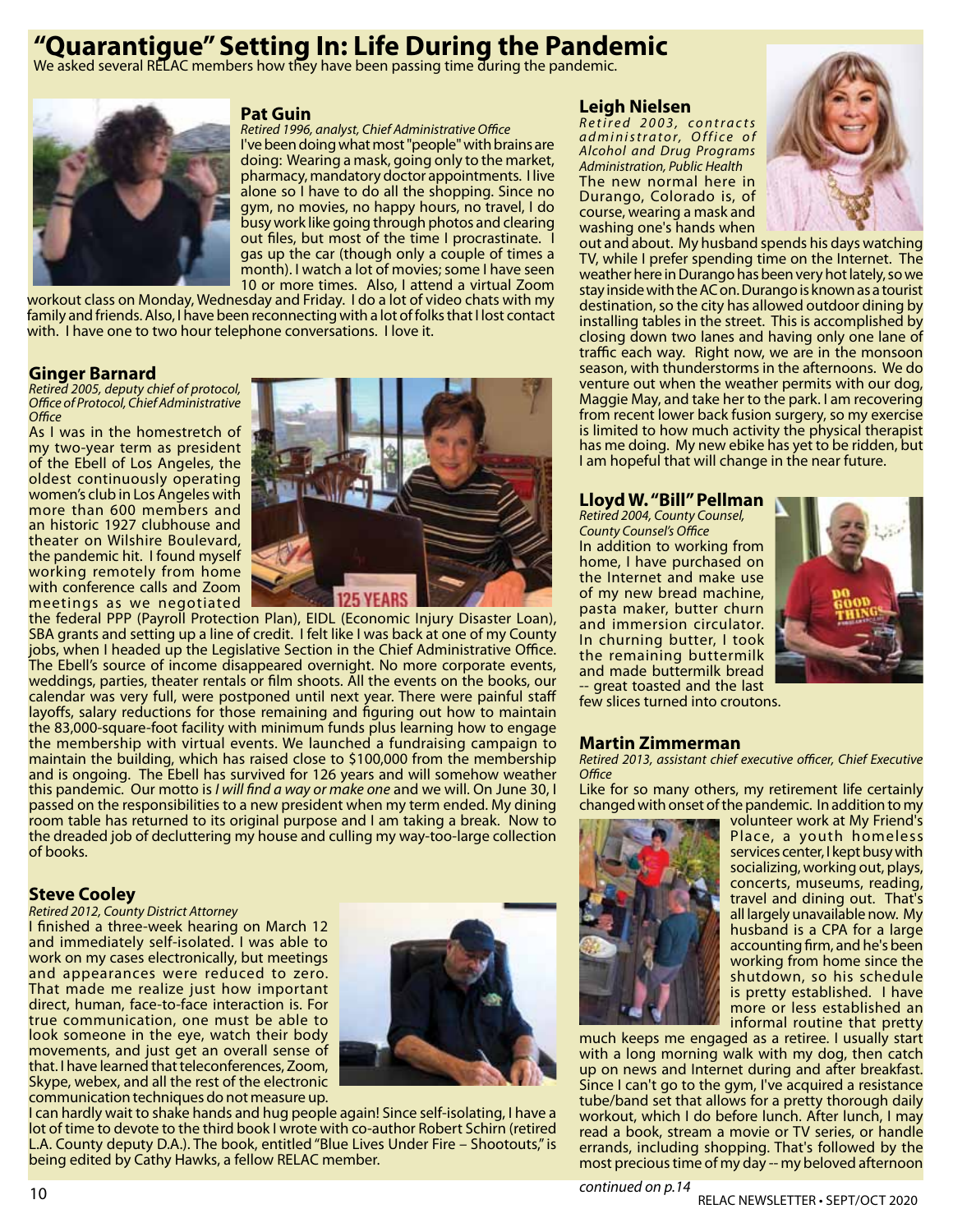# "Quarantigue" Setting In: Life During the Pandemic

We asked several RELAC members how they have been passing time during the pandemic.

### Pat Guin

*Retired 1996, analyst, Chief Administrative Office*

I've been doing what most "people" with brains are doing: Wearing a mask, going only to the market, pharmacy, mandatory doctor appointments. I live alone so I have to do all the shopping. Since no gym, no movies, no happy hours, no travel, I do busy work like going through photos and clearing out files, but most of the time I procrastinate. I gas up the car (though only a couple of times a month). I watch a lot of movies; some I have seen 10 or more times. Also, I attend a virtual Zoom workout class on Monday, Wednesday and Friday. I do a lot of video chats with my family and friends. Also, I have been reconnecting with a lot of folks that I lost contact with. I have one to two hour telephone conversations. I love it.

### Ginger Barnard

*Retired 2005, deputy chief of protocol, Office of Protocol, Chief Administrative Office*

As I was in the homestretch of my two-year term as president of the Ebell of Los Angeles, the oldest continuously operating women's club in Los Angeles with more than 600 members and an historic 1927 clubhouse and theater on Wilshire Boulevard, the pandemic hit. I found myself working remotely from home with conference calls and Zoom meetings as we negotiated the federal PPP (Payroll Protection Plan), EIDL (Economic Injury Disaster Loan), SBA grants and setting up a line of credit. I felt like I was back at one of my County jobs, when I headed up the Legislative Section in the Chief Administrative Office. The Ebell's source of income disappeared overnight. No more corporate events, weddings, parties, theater rentals or film shoots. All the events on the books, our calendar was very full, were postponed until next year. There were painful staff layoffs, salary reductions for those remaining and figuring out how to maintain the 83,000-square-foot facility with minimum funds plus learning how to engage the membership with virtual events. We launched a fundraising campaign to maintain the building, which has raised close to $100,000 from the membership and is ongoing. The Ebell has survived for 126 years and will somehow weather this pandemic. Our motto is *I will find a way or make one* and we will. On June 30, I passed on the responsibilities to a new president when my term ended. My dining room table has returned to its original purpose and I am taking a break. Now to the dreaded job of decluttering my house and culling my way-too-large collection of books.

### Steve Cooley

*Retired 2012, County District Attorney*

I finished a three-week hearing on March 12 and immediately self-isolated. I was able to work on my cases electronically, but meetings and appearances were reduced to zero. That made me realize just how important direct, human, face-to-face interaction is. For true communication, one must be able to look someone in the eye, watch their body movements, and just get an overall sense of that. I have learned that teleconferences, Zoom, Skype, webex, and all the rest of the electronic communication techniques do not measure up.

I can hardly wait to shake hands and hug people again! Since self-isolating, I have a lot of time to devote to the third book I wrote with co-author Robert Schirn (retired L.A. County deputy D.A.). The book, entitled "Blue Lives Under Fire – Shootouts," is being edited by Cathy Hawks, a fellow RELAC member.

### Leigh Nielsen

*Retired 2003, contracts administrator, Office of Alcohol and Drug Programs Administration, Public Health*

The new normal here in Durango, Colorado is, of course, wearing a mask and washing one's hands when out and about. My husband spends his days watching TV, while I prefer spending time on the Internet. The weather here in Durango has been very hot lately, so we stay inside with the AC on. Durango is known as a tourist destination, so the city has allowed outdoor dining by installing tables in the street. This is accomplished by closing down two lanes and having only one lane of traffic each way. Right now, we are in the monsoon season, with thunderstorms in the afternoons. We do venture out when the weather permits with our dog, Maggie May, and take her to the park. I am recovering from recent lower back fusion surgery, so my exercise is limited to how much activity the physical therapist has me doing. My new ebike has yet to be ridden, but I am hopeful that will change in the near future.

### Lloyd W. "Bill" Pellman

*Retired 2004, County Counsel, County Counsel's Office*

In addition to working from home, I have purchased on the Internet and make use of my new bread machine, pasta maker, butter churn and immersion circulator. In churning butter, I took the remaining buttermilk and made buttermilk bread -- great toasted and the last few slices turned into croutons.

### Martin Zimmerman

*Retired 2013, assistant chief executive officer, Chief Executive Office*

Like for so many others, my retirement life certainly changed with onset of the pandemic. In addition to my volunteer work at My Friend's Place, a youth homeless services center, I kept busy with socializing, working out, plays, concerts, museums, reading, travel and dining out. That's all largely unavailable now. My husband is a CPA for a large accounting firm, and he's been working from home since the shutdown, so his schedule is pretty established. I have more or less established an informal routine that pretty much keeps me engaged as a retiree. I usually start with a long morning walk with my dog, then catch up on news and Internet during and after breakfast. Since I can't go to the gym, I've acquired a resistance tube/band set that allows for a pretty thorough daily workout, which I do before lunch. After lunch, I may read a book, stream a movie or TV series, or handle errands, including shopping. That's followed by the most precious time of my day -- my beloved afternoon

*continued on p.14*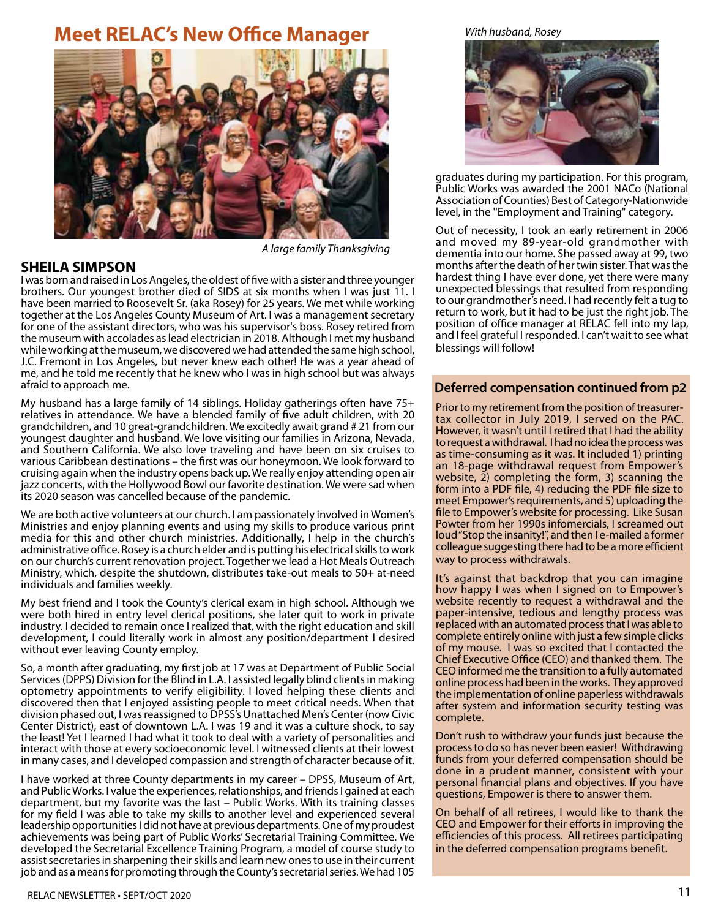# Meet RELAC's New Office Manager

*A large family Thanksgiving*

## SHEILA SIMPSON

I was born and raised in Los Angeles, the oldest of five with a sister and three younger brothers. Our youngest brother died of SIDS at six months when I was just 11. I have been married to Roosevelt Sr. (aka Rosey) for 25 years. We met while working together at the Los Angeles County Museum of Art. I was a management secretary for one of the assistant directors, who was his supervisor's boss. Rosey retired from the museum with accolades as lead electrician in 2018. Although I met my husband while working at the museum, we discovered we had attended the same high school, J.C. Fremont in Los Angeles, but never knew each other! He was a year ahead of me, and he told me recently that he knew who I was in high school but was always afraid to approach me.

My husband has a large family of 14 siblings. Holiday gatherings often have 75+ relatives in attendance. We have a blended family of five adult children, with 20 grandchildren, and 10 great-grandchildren. We excitedly await grand # 21 from our youngest daughter and husband. We love visiting our families in Arizona, Nevada, and Southern California. We also love traveling and have been on six cruises to various Caribbean destinations – the first was our honeymoon. We look forward to cruising again when the industry opens back up. We really enjoy attending open air jazz concerts, with the Hollywood Bowl our favorite destination. We were sad when its 2020 season was cancelled because of the pandemic.

We are both active volunteers at our church. I am passionately involved in Women's Ministries and enjoy planning events and using my skills to produce various print media for this and other church ministries. Additionally, I help in the church's administrative office. Rosey is a church elder and is putting his electrical skills to work on our church's current renovation project. Together we lead a Hot Meals Outreach Ministry, which, despite the shutdown, distributes take-out meals to 50+ at-need individuals and families weekly.

My best friend and I took the County's clerical exam in high school. Although we were both hired in entry level clerical positions, she later quit to work in private industry. I decided to remain once I realized that, with the right education and skill development, I could literally work in almost any position/department I desired without ever leaving County employ.

So, a month after graduating, my first job at 17 was at Department of Public Social Services (DPPS) Division for the Blind in L.A. I assisted legally blind clients in making optometry appointments to verify eligibility. I loved helping these clients and discovered then that I enjoyed assisting people to meet critical needs. When that division phased out, I was reassigned to DPSS's Unattached Men's Center (now Civic Center District), east of downtown L.A. I was 19 and it was a culture shock, to say the least! Yet I learned I had what it took to deal with a variety of personalities and interact with those at every socioeconomic level. I witnessed clients at their lowest in many cases, and I developed compassion and strength of character because of it.

I have worked at three County departments in my career – DPSS, Museum of Art, and Public Works. I value the experiences, relationships, and friends I gained at each department, but my favorite was the last – Public Works. With its training classes for my field I was able to take my skills to another level and experienced several leadership opportunities I did not have at previous departments. One of my proudest achievements was being part of Public Works' Secretarial Training Committee. We developed the Secretarial Excellence Training Program, a model of course study to assist secretaries in sharpening their skills and learn new ones to use in their current job and as a means for promoting through the County's secretarial series. We had 105 graduates during my participation. For this program, Public Works was awarded the 2001 NACo (National Association of Counties) Best of Category-Nationwide level, in the "Employment and Training" category.

*With husband, Rosey*

Out of necessity, I took an early retirement in 2006 and moved my 89-year-old grandmother with dementia into our home. She passed away at 99, two months after the death of her twin sister. That was the hardest thing I have ever done, yet there were many unexpected blessings that resulted from responding to our grandmother's need. I had recently felt a tug to return to work, but it had to be just the right job. The position of office manager at RELAC fell into my lap, and I feel grateful I responded. I can't wait to see what blessings will follow!

## Deferred compensation continued from p2

Prior to my retirement from the position of treasurer-tax collector in July 2019, I served on the PAC. However, it wasn't until I retired that I had the ability to request a withdrawal. I had no idea the process was as time-consuming as it was. It included 1) printing an 18-page withdrawal request from Empower's website, 2) completing the form, 3) scanning the form into a PDF file, 4) reducing the PDF file size to meet Empower's requirements, and 5) uploading the file to Empower's website for processing. Like Susan Powter from her 1990s infomercials, I screamed out loud "Stop the insanity!", and then I e-mailed a former colleague suggesting there had to be a more efficient way to process withdrawals.

It's against that backdrop that you can imagine how happy I was when I signed on to Empower's website recently to request a withdrawal and the paper-intensive, tedious and lengthy process was replaced with an automated process that I was able to complete entirely online with just a few simple clicks of my mouse. I was so excited that I contacted the Chief Executive Office (CEO) and thanked them. The CEO informed me the transition to a fully automated online process had been in the works. They approved the implementation of online paperless withdrawals after system and information security testing was complete.

Don't rush to withdraw your funds just because the process to do so has never been easier! Withdrawing funds from your deferred compensation should be done in a prudent manner, consistent with your personal financial plans and objectives. If you have questions, Empower is there to answer them.

On behalf of all retirees, I would like to thank the CEO and Empower for their efforts in improving the efficiencies of this process. All retirees participating in the deferred compensation programs benefit.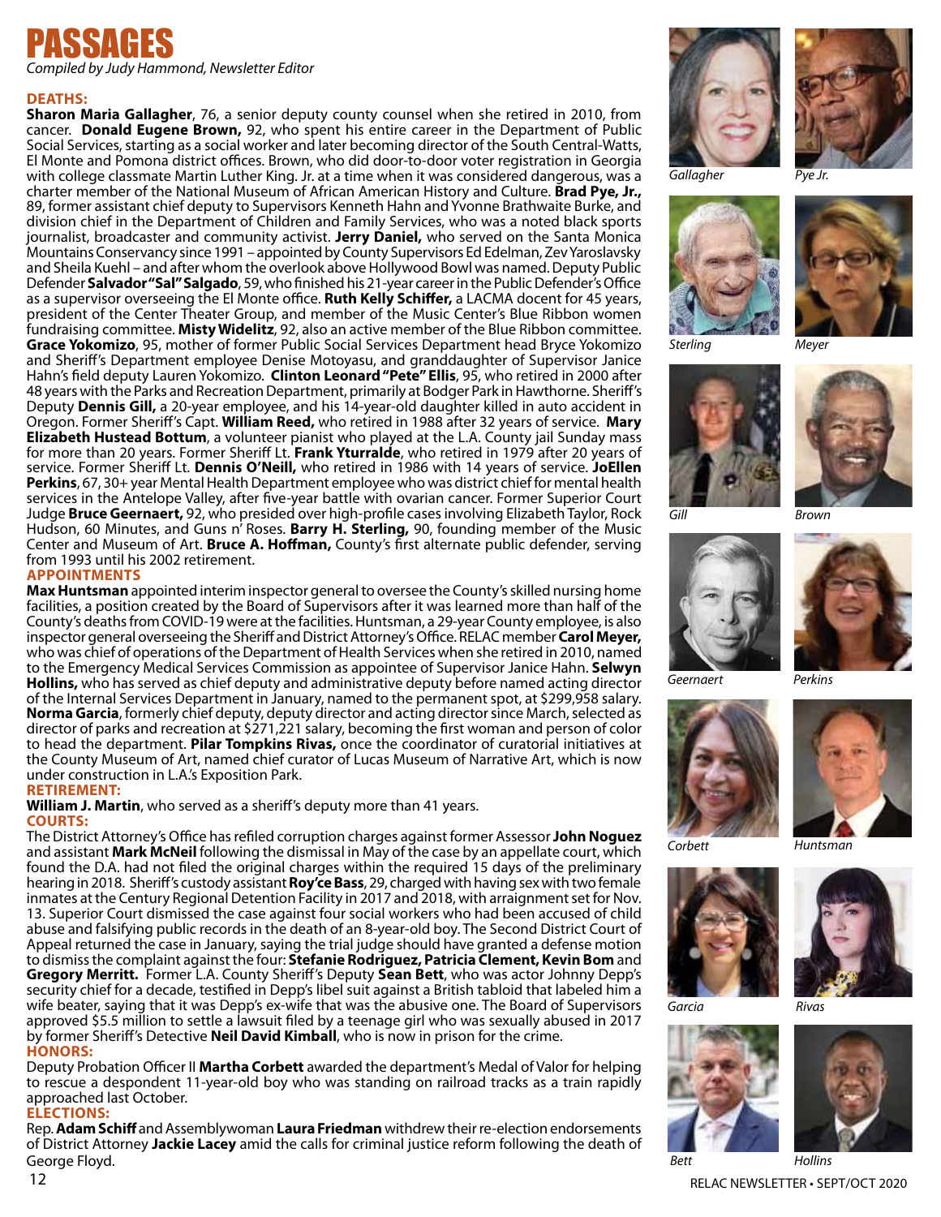# PASSAGES

*Compiled by Judy Hammond, Newsletter Editor*

## DEATHS:

**Sharon Maria Gallagher**, 76, a senior deputy county counsel when she retired in 2010, from cancer. **Donald Eugene Brown,** 92, who spent his entire career in the Department of Public Social Services, starting as a social worker and later becoming director of the South Central-Watts, El Monte and Pomona district offices. Brown, who did door-to-door voter registration in Georgia with college classmate Martin Luther King. Jr. at a time when it was considered dangerous, was a charter member of the National Museum of African American History and Culture. **Brad Pye, Jr.,** 89, former assistant chief deputy to Supervisors Kenneth Hahn and Yvonne Brathwaite Burke, and division chief in the Department of Children and Family Services, who was a noted black sports journalist, broadcaster and community activist. **Jerry Daniel,** who served on the Santa Monica Mountains Conservancy since 1991 – appointed by County Supervisors Ed Edelman, Zev Yaroslavsky and Sheila Kuehl – and after whom the overlook above Hollywood Bowl was named. Deputy Public Defender **Salvador "Sal" Salgado**, 59, who finished his 21-year career in the Public Defender's Office as a supervisor overseeing the El Monte office. **Ruth Kelly Schiffer,** a LACMA docent for 45 years, president of the Center Theater Group, and member of the Music Center's Blue Ribbon women fundraising committee. **Misty Widelitz**, 92, also an active member of the Blue Ribbon committee. **Grace Yokomizo**, 95, mother of former Public Social Services Department head Bryce Yokomizo and Sheriff's Department employee Denise Motoyasu, and granddaughter of Supervisor Janice Hahn's field deputy Lauren Yokomizo. **Clinton Leonard "Pete" Ellis**, 95, who retired in 2000 after 48 years with the Parks and Recreation Department, primarily at Bodger Park in Hawthorne. Sheriff's Deputy **Dennis Gill,** a 20-year employee, and his 14-year-old daughter killed in auto accident in Oregon. Former Sheriff's Capt. **William Reed,** who retired in 1988 after 32 years of service. **Mary Elizabeth Hustead Bottum**, a volunteer pianist who played at the L.A. County jail Sunday mass for more than 20 years. Former Sheriff Lt. **Frank Yturralde**, who retired in 1979 after 20 years of service. Former Sheriff Lt. **Dennis O'Neill,** who retired in 1986 with 14 years of service. **JoEllen Perkins**, 67, 30+ year Mental Health Department employee who was district chief for mental health services in the Antelope Valley, after five-year battle with ovarian cancer. Former Superior Court Judge **Bruce Geernaert,** 92, who presided over high-profile cases involving Elizabeth Taylor, Rock Hudson, 60 Minutes, and Guns n' Roses. **Barry H. Sterling,** 90, founding member of the Music Center and Museum of Art. **Bruce A. Hoffman,** County's first alternate public defender, serving from 1993 until his 2002 retirement.

## APPOINTMENTS

**Max Huntsman** appointed interim inspector general to oversee the County's skilled nursing home facilities, a position created by the Board of Supervisors after it was learned more than half of the County's deaths from COVID-19 were at the facilities. Huntsman, a 29-year County employee, is also inspector general overseeing the Sheriff and District Attorney's Office. RELAC member **Carol Meyer,** who was chief of operations of the Department of Health Services when she retired in 2010, named to the Emergency Medical Services Commission as appointee of Supervisor Janice Hahn. **Selwyn Hollins,** who has served as chief deputy and administrative deputy before named acting director of the Internal Services Department in January, named to the permanent spot, at $299,958 salary. **Norma Garcia**, formerly chief deputy, deputy director and acting director since March, selected as director of parks and recreation at $271,221 salary, becoming the first woman and person of color to head the department. **Pilar Tompkins Rivas,** once the coordinator of curatorial initiatives at the County Museum of Art, named chief curator of Lucas Museum of Narrative Art, which is now under construction in L.A.'s Exposition Park.

## RETIREMENT:

**William J. Martin**, who served as a sheriff's deputy more than 41 years.

## COURTS:

The District Attorney's Office has refiled corruption charges against former Assessor **John Noguez** and assistant **Mark McNeil** following the dismissal in May of the case by an appellate court, which found the D.A. had not filed the original charges within the required 15 days of the preliminary hearing in 2018. Sheriff's custody assistant **Roy'ce Bass**, 29, charged with having sex with two female inmates at the Century Regional Detention Facility in 2017 and 2018, with arraignment set for Nov. 13. Superior Court dismissed the case against four social workers who had been accused of child abuse and falsifying public records in the death of an 8-year-old boy. The Second District Court of Appeal returned the case in January, saying the trial judge should have granted a defense motion to dismiss the complaint against the four: **Stefanie Rodriguez, Patricia Clement, Kevin Bom** and **Gregory Merritt.** Former L.A. County Sheriff's Deputy **Sean Bett**, who was actor Johnny Depp's security chief for a decade, testified in Depp's libel suit against a British tabloid that labeled him a wife beater, saying that it was Depp's ex-wife that was the abusive one. The Board of Supervisors approved $5.5 million to settle a lawsuit filed by a teenage girl who was sexually abused in 2017 by former Sheriff's Detective **Neil David Kimball**, who is now in prison for the crime.

## HONORS:

Deputy Probation Officer II **Martha Corbett** awarded the department's Medal of Valor for helping to rescue a despondent 11-year-old boy who was standing on railroad tracks as a train rapidly approached last October.

## ELECTIONS:

Rep. **Adam Schiff** and Assemblywoman **Laura Friedman** withdrew their re-election endorsements of District Attorney **Jackie Lacey** amid the calls for criminal justice reform following the death of George Floyd.

*Gallagher* *Pye Jr.*

*Sterling* *Meyer*

*Gill* *Brown*

*Geernaert* *Perkins*

*Corbett* *Huntsman*

*Garcia* *Rivas*

*Bett* *Hollins*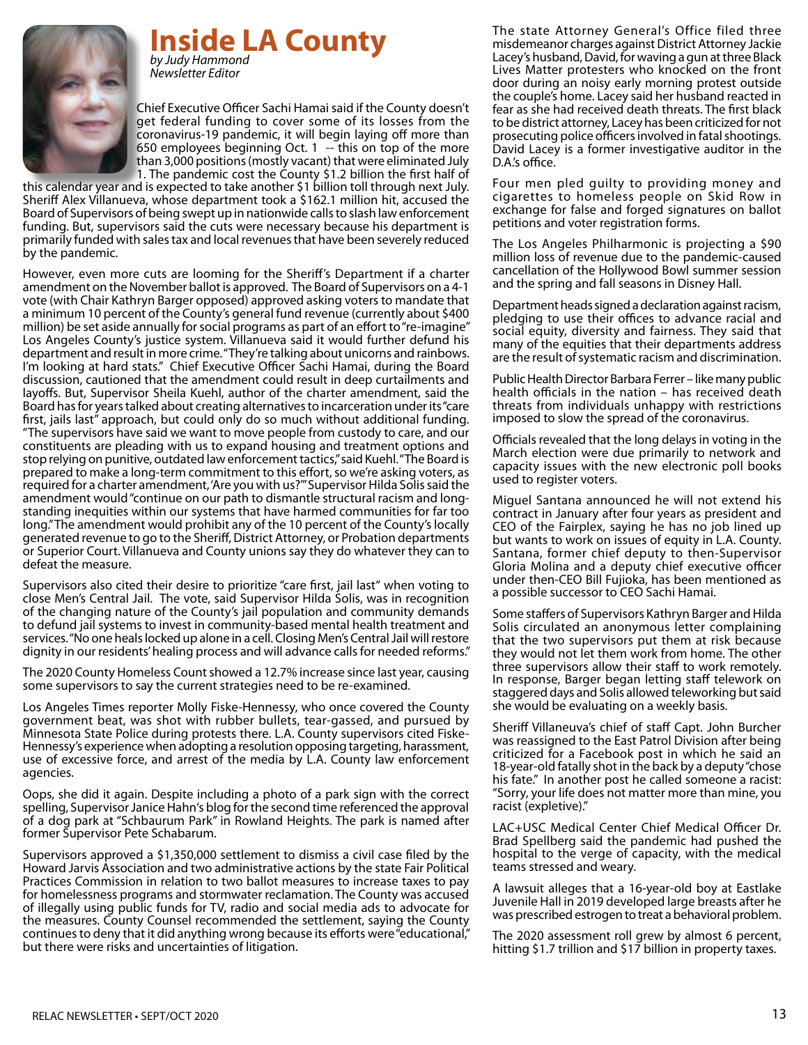# Inside LA County

*by Judy Hammond*
*Newsletter Editor*

Chief Executive Officer Sachi Hamai said if the County doesn't get federal funding to cover some of its losses from the coronavirus-19 pandemic, it will begin laying off more than 650 employees beginning Oct. 1 -- this on top of the more than 3,000 positions (mostly vacant) that were eliminated July 1. The pandemic cost the County $1.2 billion the first half of this calendar year and is expected to take another $1 billion toll through next July. Sheriff Alex Villanueva, whose department took a $162.1 million hit, accused the Board of Supervisors of being swept up in nationwide calls to slash law enforcement funding. But, supervisors said the cuts were necessary because his department is primarily funded with sales tax and local revenues that have been severely reduced by the pandemic.

However, even more cuts are looming for the Sheriff's Department if a charter amendment on the November ballot is approved. The Board of Supervisors on a 4-1 vote (with Chair Kathryn Barger opposed) approved asking voters to mandate that a minimum 10 percent of the County's general fund revenue (currently about $400 million) be set aside annually for social programs as part of an effort to "re-imagine" Los Angeles County's justice system. Villanueva said it would further defund his department and result in more crime. "They're talking about unicorns and rainbows. I'm looking at hard stats." Chief Executive Officer Sachi Hamai, during the Board discussion, cautioned that the amendment could result in deep curtailments and layoffs. But, Supervisor Sheila Kuehl, author of the charter amendment, said the Board has for years talked about creating alternatives to incarceration under its "care first, jails last" approach, but could only do so much without additional funding. "The supervisors have said we want to move people from custody to care, and our constituents are pleading with us to expand housing and treatment options and stop relying on punitive, outdated law enforcement tactics," said Kuehl. "The Board is prepared to make a long-term commitment to this effort, so we're asking voters, as required for a charter amendment, 'Are you with us?'" Supervisor Hilda Solis said the amendment would "continue on our path to dismantle structural racism and long-standing inequities within our systems that have harmed communities for far too long." The amendment would prohibit any of the 10 percent of the County's locally generated revenue to go to the Sheriff, District Attorney, or Probation departments or Superior Court. Villanueva and County unions say they do whatever they can to defeat the measure.

Supervisors also cited their desire to prioritize "care first, jail last" when voting to close Men's Central Jail. The vote, said Supervisor Hilda Solis, was in recognition of the changing nature of the County's jail population and community demands to defund jail systems to invest in community-based mental health treatment and services. "No one heals locked up alone in a cell. Closing Men's Central Jail will restore dignity in our residents' healing process and will advance calls for needed reforms."

The 2020 County Homeless Count showed a 12.7% increase since last year, causing some supervisors to say the current strategies need to be re-examined.

Los Angeles Times reporter Molly Fiske-Hennessy, who once covered the County government beat, was shot with rubber bullets, tear-gassed, and pursued by Minnesota State Police during protests there. L.A. County supervisors cited Fiske-Hennessy's experience when adopting a resolution opposing targeting, harassment, use of excessive force, and arrest of the media by L.A. County law enforcement agencies.

Oops, she did it again. Despite including a photo of a park sign with the correct spelling, Supervisor Janice Hahn's blog for the second time referenced the approval of a dog park at "Schbaurum Park" in Rowland Heights. The park is named after former Supervisor Pete Schabarum.

Supervisors approved a $1,350,000 settlement to dismiss a civil case filed by the Howard Jarvis Association and two administrative actions by the state Fair Political Practices Commission in relation to two ballot measures to increase taxes to pay for homelessness programs and stormwater reclamation. The County was accused of illegally using public funds for TV, radio and social media ads to advocate for the measures. County Counsel recommended the settlement, saying the County continues to deny that it did anything wrong because its efforts were "educational," but there were risks and uncertainties of litigation.

The state Attorney General's Office filed three misdemeanor charges against District Attorney Jackie Lacey's husband, David, for waving a gun at three Black Lives Matter protesters who knocked on the front door during an noisy early morning protest outside the couple's home. Lacey said her husband reacted in fear as she had received death threats. The first black to be district attorney, Lacey has been criticized for not prosecuting police officers involved in fatal shootings. David Lacey is a former investigative auditor in the D.A.'s office.

Four men pled guilty to providing money and cigarettes to homeless people on Skid Row in exchange for false and forged signatures on ballot petitions and voter registration forms.

The Los Angeles Philharmonic is projecting a $90 million loss of revenue due to the pandemic-caused cancellation of the Hollywood Bowl summer session and the spring and fall seasons in Disney Hall.

Department heads signed a declaration against racism, pledging to use their offices to advance racial and social equity, diversity and fairness. They said that many of the equities that their departments address are the result of systematic racism and discrimination.

Public Health Director Barbara Ferrer – like many public health officials in the nation – has received death threats from individuals unhappy with restrictions imposed to slow the spread of the coronavirus.

Officials revealed that the long delays in voting in the March election were due primarily to network and capacity issues with the new electronic poll books used to register voters.

Miguel Santana announced he will not extend his contract in January after four years as president and CEO of the Fairplex, saying he has no job lined up but wants to work on issues of equity in L.A. County. Santana, former chief deputy to then-Supervisor Gloria Molina and a deputy chief executive officer under then-CEO Bill Fujioka, has been mentioned as a possible successor to CEO Sachi Hamai.

Some staffers of Supervisors Kathryn Barger and Hilda Solis circulated an anonymous letter complaining that the two supervisors put them at risk because they would not let them work from home. The other three supervisors allow their staff to work remotely. In response, Barger began letting staff telework on staggered days and Solis allowed teleworking but said she would be evaluating on a weekly basis.

Sheriff Villaneuva's chief of staff Capt. John Burcher was reassigned to the East Patrol Division after being criticized for a Facebook post in which he said an 18-year-old fatally shot in the back by a deputy "chose his fate." In another post he called someone a racist: "Sorry, your life does not matter more than mine, you racist (expletive)."

LAC+USC Medical Center Chief Medical Officer Dr. Brad Spellberg said the pandemic had pushed the hospital to the verge of capacity, with the medical teams stressed and weary.

A lawsuit alleges that a 16-year-old boy at Eastlake Juvenile Hall in 2019 developed large breasts after he was prescribed estrogen to treat a behavioral problem.

The 2020 assessment roll grew by almost 6 percent, hitting $1.7 trillion and $17 billion in property taxes.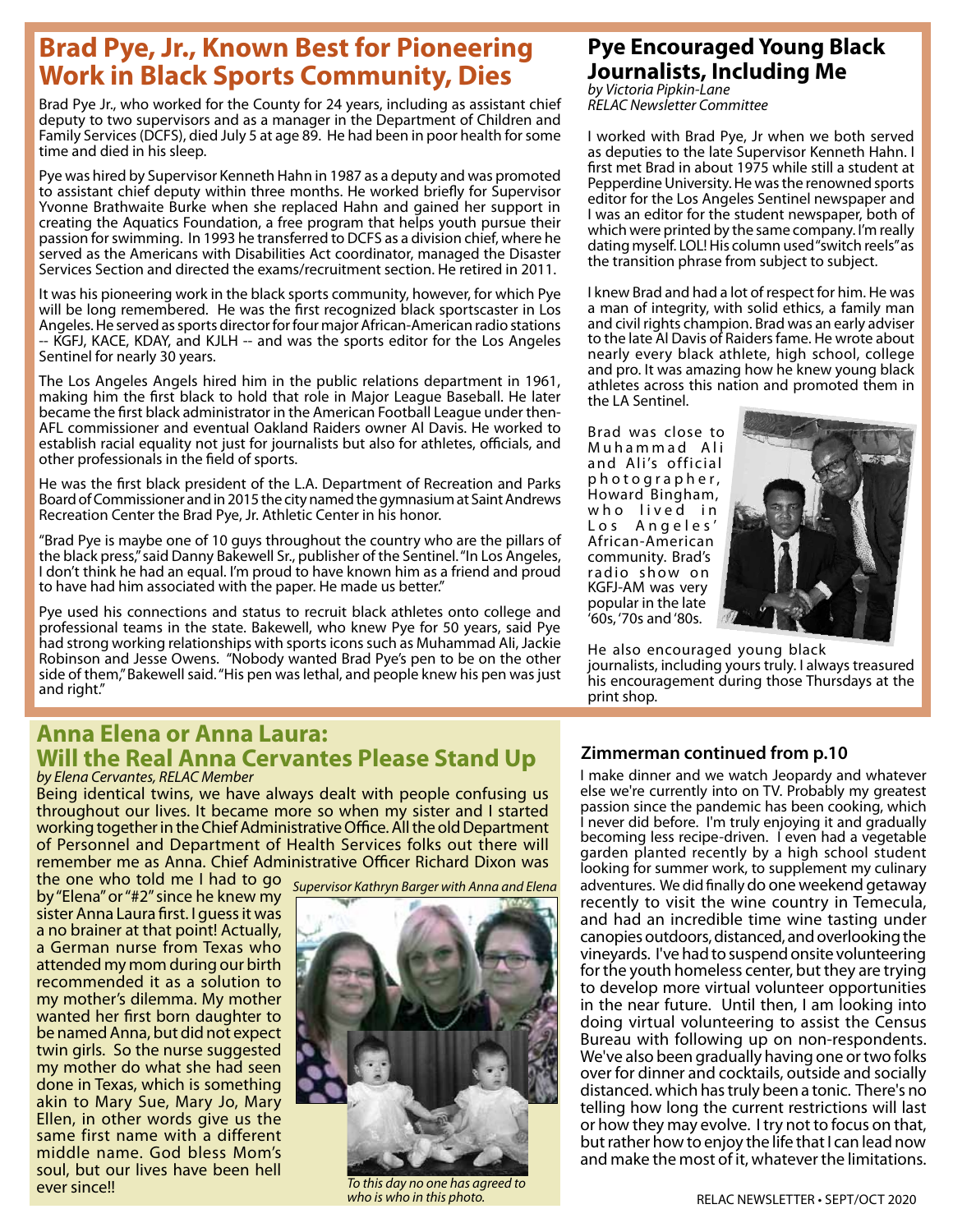## Brad Pye, Jr., Known Best for Pioneering Work in Black Sports Community, Dies

Brad Pye Jr., who worked for the County for 24 years, including as assistant chief deputy to two supervisors and as a manager in the Department of Children and Family Services (DCFS), died July 5 at age 89. He had been in poor health for some time and died in his sleep.

Pye was hired by Supervisor Kenneth Hahn in 1987 as a deputy and was promoted to assistant chief deputy within three months. He worked briefly for Supervisor Yvonne Brathwaite Burke when she replaced Hahn and gained her support in creating the Aquatics Foundation, a free program that helps youth pursue their passion for swimming. In 1993 he transferred to DCFS as a division chief, where he served as the Americans with Disabilities Act coordinator, managed the Disaster Services Section and directed the exams/recruitment section. He retired in 2011.

It was his pioneering work in the black sports community, however, for which Pye will be long remembered. He was the first recognized black sportscaster in Los Angeles. He served as sports director for four major African-American radio stations -- KGFJ, KACE, KDAY, and KJLH -- and was the sports editor for the Los Angeles Sentinel for nearly 30 years.

The Los Angeles Angels hired him in the public relations department in 1961, making him the first black to hold that role in Major League Baseball. He later became the first black administrator in the American Football League under then-AFL commissioner and eventual Oakland Raiders owner Al Davis. He worked to establish racial equality not just for journalists but also for athletes, officials, and other professionals in the field of sports.

He was the first black president of the L.A. Department of Recreation and Parks Board of Commissioner and in 2015 the city named the gymnasium at Saint Andrews Recreation Center the Brad Pye, Jr. Athletic Center in his honor.

"Brad Pye is maybe one of 10 guys throughout the country who are the pillars of the black press," said Danny Bakewell Sr., publisher of the Sentinel. "In Los Angeles, I don't think he had an equal. I'm proud to have known him as a friend and proud to have had him associated with the paper. He made us better."

Pye used his connections and status to recruit black athletes onto college and professional teams in the state. Bakewell, who knew Pye for 50 years, said Pye had strong working relationships with sports icons such as Muhammad Ali, Jackie Robinson and Jesse Owens. "Nobody wanted Brad Pye's pen to be on the other side of them," Bakewell said. "His pen was lethal, and people knew his pen was just and right."

## Pye Encouraged Young Black Journalists, Including Me

*by Victoria Pipkin-Lane*
*RELAC Newsletter Committee*

I worked with Brad Pye, Jr when we both served as deputies to the late Supervisor Kenneth Hahn. I first met Brad in about 1975 while still a student at Pepperdine University. He was the renowned sports editor for the Los Angeles Sentinel newspaper and I was an editor for the student newspaper, both of which were printed by the same company. I'm really dating myself. LOL! His column used "switch reels" as the transition phrase from subject to subject.

I knew Brad and had a lot of respect for him. He was a man of integrity, with solid ethics, a family man and civil rights champion. Brad was an early adviser to the late Al Davis of Raiders fame. He wrote about nearly every black athlete, high school, college and pro. It was amazing how he knew young black athletes across this nation and promoted them in the LA Sentinel.

Brad was close to Muhammad Ali and Ali's official photographer, Howard Bingham, who lived in Los Angeles' African-American community. Brad's radio show on KGFJ-AM was very popular in the late '60s, '70s and '80s.

He also encouraged young black journalists, including yours truly. I always treasured his encouragement during those Thursdays at the print shop.

## Anna Elena or Anna Laura: Will the Real Anna Cervantes Please Stand Up

*by Elena Cervantes, RELAC Member*

Being identical twins, we have always dealt with people confusing us throughout our lives. It became more so when my sister and I started working together in the Chief Administrative Office. All the old Department of Personnel and Department of Health Services folks out there will remember me as Anna. Chief Administrative Officer Richard Dixon was the one who told me I had to go by "Elena" or "#2" since he knew my sister Anna Laura first. I guess it was a no brainer at that point! Actually, a German nurse from Texas who attended my mom during our birth recommended it as a solution to my mother's dilemma. My mother wanted her first born daughter to be named Anna, but did not expect twin girls. So the nurse suggested my mother do what she had seen done in Texas, which is something akin to Mary Sue, Mary Jo, Mary Ellen, in other words give us the same first name with a different middle name. God bless Mom's soul, but our lives have been hell ever since!!

*Supervisor Kathryn Barger with Anna and Elena*

*To this day no one has agreed to who is who in this photo.*

### Zimmerman continued from p.10

I make dinner and we watch Jeopardy and whatever else we're currently into on TV. Probably my greatest passion since the pandemic has been cooking, which I never did before. I'm truly enjoying it and gradually becoming less recipe-driven. I even had a vegetable garden planted recently by a high school student looking for summer work, to supplement my culinary adventures. We did finally do one weekend getaway recently to visit the wine country in Temecula, and had an incredible time wine tasting under canopies outdoors, distanced, and overlooking the vineyards. I've had to suspend onsite volunteering for the youth homeless center, but they are trying to develop more virtual volunteer opportunities in the near future. Until then, I am looking into doing virtual volunteering to assist the Census Bureau with following up on non-respondents. We've also been gradually having one or two folks over for dinner and cocktails, outside and socially distanced. which has truly been a tonic. There's no telling how long the current restrictions will last or how they may evolve. I try not to focus on that, but rather how to enjoy the life that I can lead now and make the most of it, whatever the limitations.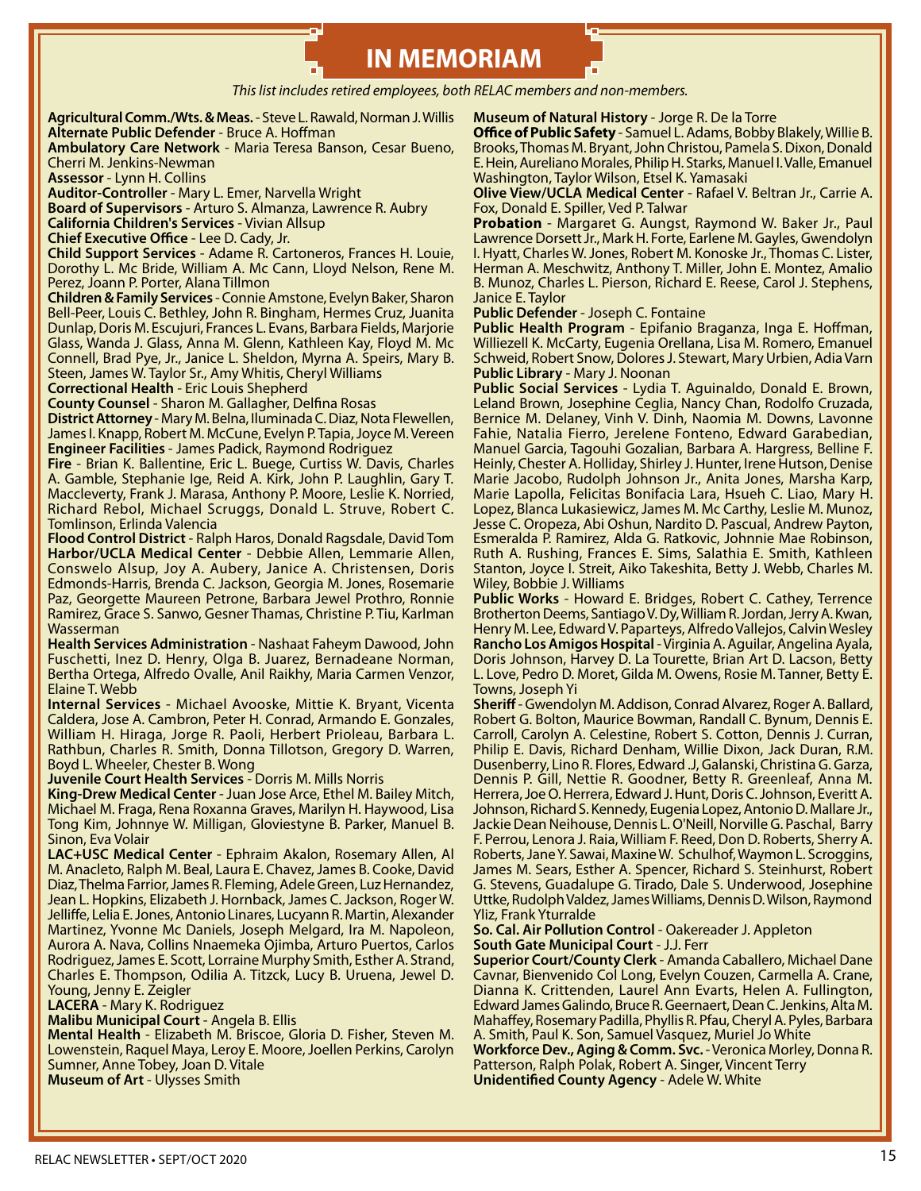# IN MEMORIAM

*This list includes retired employees, both RELAC members and non-members.*

**Agricultural Comm./Wts. & Meas.** - Steve L. Rawald, Norman J. Willis
**Alternate Public Defender** - Bruce A. Hoffman
**Ambulatory Care Network** - Maria Teresa Banson, Cesar Bueno, Cherri M. Jenkins-Newman
**Assessor** - Lynn H. Collins
**Auditor-Controller** - Mary L. Emer, Narvella Wright
**Board of Supervisors** - Arturo S. Almanza, Lawrence R. Aubry
**California Children's Services** - Vivian Allsup
**Chief Executive Office** - Lee D. Cady, Jr.
**Child Support Services** - Adame R. Cartoneros, Frances H. Louie, Dorothy L. Mc Bride, William A. Mc Cann, Lloyd Nelson, Rene M. Perez, Joann P. Porter, Alana Tillmon
**Children & Family Services** - Connie Amstone, Evelyn Baker, Sharon Bell-Peer, Louis C. Bethley, John R. Bingham, Hermes Cruz, Juanita Dunlap, Doris M. Escujuri, Frances L. Evans, Barbara Fields, Marjorie Glass, Wanda J. Glass, Anna M. Glenn, Kathleen Kay, Floyd M. Mc Connell, Brad Pye, Jr., Janice L. Sheldon, Myrna A. Speirs, Mary B. Steen, James W. Taylor Sr., Amy Whitis, Cheryl Williams
**Correctional Health** - Eric Louis Shepherd
**County Counsel** - Sharon M. Gallagher, Delfina Rosas
**District Attorney** - Mary M. Belna, Iluminada C. Diaz, Nota Flewellen, James I. Knapp, Robert M. McCune, Evelyn P. Tapia, Joyce M. Vereen
**Engineer Facilities** - James Padick, Raymond Rodriguez
**Fire** - Brian K. Ballentine, Eric L. Buege, Curtiss W. Davis, Charles A. Gamble, Stephanie Ige, Reid A. Kirk, John P. Laughlin, Gary T. Maccleverty, Frank J. Marasa, Anthony P. Moore, Leslie K. Norried, Richard Rebol, Michael Scruggs, Donald L. Struve, Robert C. Tomlinson, Erlinda Valencia
**Flood Control District** - Ralph Haros, Donald Ragsdale, David Tom
**Harbor/UCLA Medical Center** - Debbie Allen, Lemmarie Allen, Conswelo Alsup, Joy A. Aubery, Janice A. Christensen, Doris Edmonds-Harris, Brenda C. Jackson, Georgia M. Jones, Rosemarie Paz, Georgette Maureen Petrone, Barbara Jewel Prothro, Ronnie Ramirez, Grace S. Sanwo, Gesner Thamas, Christine P. Tiu, Karlman Wasserman
**Health Services Administration** - Nashaat Faheym Dawood, John Fuschetti, Inez D. Henry, Olga B. Juarez, Bernadeane Norman, Bertha Ortega, Alfredo Ovalle, Anil Raikhy, Maria Carmen Venzor, Elaine T. Webb
**Internal Services** - Michael Avooske, Mittie K. Bryant, Vicenta Caldera, Jose A. Cambron, Peter H. Conrad, Armando E. Gonzales, William H. Hiraga, Jorge R. Paoli, Herbert Prioleau, Barbara L. Rathbun, Charles R. Smith, Donna Tillotson, Gregory D. Warren, Boyd L. Wheeler, Chester B. Wong
**Juvenile Court Health Services** - Dorris M. Mills Norris
**King-Drew Medical Center** - Juan Jose Arce, Ethel M. Bailey Mitch, Michael M. Fraga, Rena Roxanna Graves, Marilyn H. Haywood, Lisa Tong Kim, Johnnye W. Milligan, Gloviestyne B. Parker, Manuel B. Sinon, Eva Volair
**LAC+USC Medical Center** - Ephraim Akalon, Rosemary Allen, Al M. Anacleto, Ralph M. Beal, Laura E. Chavez, James B. Cooke, David Diaz, Thelma Farrior, James R. Fleming, Adele Green, Luz Hernandez, Jean L. Hopkins, Elizabeth J. Hornback, James C. Jackson, Roger W. Jelliffe, Lelia E. Jones, Antonio Linares, Lucyann R. Martin, Alexander Martinez, Yvonne Mc Daniels, Joseph Melgard, Ira M. Napoleon, Aurora A. Nava, Collins Nnaemeka Ojimba, Arturo Puertos, Carlos Rodriguez, James E. Scott, Lorraine Murphy Smith, Esther A. Strand, Charles E. Thompson, Odilia A. Titzck, Lucy B. Uruena, Jewel D. Young, Jenny E. Zeigler
**LACERA** - Mary K. Rodriguez
**Malibu Municipal Court** - Angela B. Ellis
**Mental Health** - Elizabeth M. Briscoe, Gloria D. Fisher, Steven M. Lowenstein, Raquel Maya, Leroy E. Moore, Joellen Perkins, Carolyn Sumner, Anne Tobey, Joan D. Vitale
**Museum of Art** - Ulysses Smith
**Museum of Natural History** - Jorge R. De la Torre
**Office of Public Safety** - Samuel L. Adams, Bobby Blakely, Willie B. Brooks, Thomas M. Bryant, John Christou, Pamela S. Dixon, Donald E. Hein, Aureliano Morales, Philip H. Starks, Manuel I. Valle, Emanuel Washington, Taylor Wilson, Etsel K. Yamasaki
**Olive View/UCLA Medical Center** - Rafael V. Beltran Jr., Carrie A. Fox, Donald E. Spiller, Ved P. Talwar
**Probation** - Margaret G. Aungst, Raymond W. Baker Jr., Paul Lawrence Dorsett Jr., Mark H. Forte, Earlene M. Gayles, Gwendolyn I. Hyatt, Charles W. Jones, Robert M. Konoske Jr., Thomas C. Lister, Herman A. Meschwitz, Anthony T. Miller, John E. Montez, Amalio B. Munoz, Charles L. Pierson, Richard E. Reese, Carol J. Stephens, Janice E. Taylor
**Public Defender** - Joseph C. Fontaine
**Public Health Program** - Epifanio Braganza, Inga E. Hoffman, Williezell K. McCarty, Eugenia Orellana, Lisa M. Romero, Emanuel Schweid, Robert Snow, Dolores J. Stewart, Mary Urbien, Adia Varn
**Public Library** - Mary J. Noonan
**Public Social Services** - Lydia T. Aguinaldo, Donald E. Brown, Leland Brown, Josephine Ceglia, Nancy Chan, Rodolfo Cruzada, Bernice M. Delaney, Vinh V. Dinh, Naomia M. Downs, Lavonne Fahie, Natalia Fierro, Jerelene Fonteno, Edward Garabedian, Manuel Garcia, Tagouhi Gozalian, Barbara A. Hargress, Belline F. Heinly, Chester A. Holliday, Shirley J. Hunter, Irene Hutson, Denise Marie Jacobo, Rudolph Johnson Jr., Anita Jones, Marsha Karp, Marie Lapolla, Felicitas Bonifacia Lara, Hsueh C. Liao, Mary H. Lopez, Blanca Lukasiewicz, James M. Mc Carthy, Leslie M. Munoz, Jesse C. Oropeza, Abi Oshun, Nardito D. Pascual, Andrew Payton, Esmeralda P. Ramirez, Alda G. Ratkovic, Johnnie Mae Robinson, Ruth A. Rushing, Frances E. Sims, Salathia E. Smith, Kathleen Stanton, Joyce I. Streit, Aiko Takeshita, Betty J. Webb, Charles M. Wiley, Bobbie J. Williams
**Public Works** - Howard E. Bridges, Robert C. Cathey, Terrence Brotherton Deems, Santiago V. Dy, William R. Jordan, Jerry A. Kwan, Henry M. Lee, Edward V. Paparteys, Alfredo Vallejos, Calvin Wesley
**Rancho Los Amigos Hospital** - Virginia A. Aguilar, Angelina Ayala, Doris Johnson, Harvey D. La Tourette, Brian Art D. Lacson, Betty L. Love, Pedro D. Moret, Gilda M. Owens, Rosie M. Tanner, Betty E. Towns, Joseph Yi
**Sheriff** - Gwendolyn M. Addison, Conrad Alvarez, Roger A. Ballard, Robert G. Bolton, Maurice Bowman, Randall C. Bynum, Dennis E. Carroll, Carolyn A. Celestine, Robert S. Cotton, Dennis J. Curran, Philip E. Davis, Richard Denham, Willie Dixon, Jack Duran, R.M. Dusenberry, Lino R. Flores, Edward .J, Galanski, Christina G. Garza, Dennis P. Gill, Nettie R. Goodner, Betty R. Greenleaf, Anna M. Herrera, Joe O. Herrera, Edward J. Hunt, Doris C. Johnson, Everitt A. Johnson, Richard S. Kennedy, Eugenia Lopez, Antonio D. Mallare Jr., Jackie Dean Neihouse, Dennis L. O'Neill, Norville G. Paschal, Barry F. Perrou, Lenora J. Raia, William F. Reed, Don D. Roberts, Sherry A. Roberts, Jane Y. Sawai, Maxine W. Schulhof, Waymon L. Scroggins, James M. Sears, Esther A. Spencer, Richard S. Steinhurst, Robert G. Stevens, Guadalupe G. Tirado, Dale S. Underwood, Josephine Uttke, Rudolph Valdez, James Williams, Dennis D. Wilson, Raymond Yliz, Frank Yturralde
**So. Cal. Air Pollution Control** - Oakereader J. Appleton
**South Gate Municipal Court** - J.J. Ferr
**Superior Court/County Clerk** - Amanda Caballero, Michael Dane Cavnar, Bienvenido Col Long, Evelyn Couzen, Carmella A. Crane, Dianna K. Crittenden, Laurel Ann Evarts, Helen A. Fullington, Edward James Galindo, Bruce R. Geernaert, Dean C. Jenkins, Alta M. Mahaffey, Rosemary Padilla, Phyllis R. Pfau, Cheryl A. Pyles, Barbara A. Smith, Paul K. Son, Samuel Vasquez, Muriel Jo White
**Workforce Dev., Aging & Comm. Svc.** - Veronica Morley, Donna R. Patterson, Ralph Polak, Robert A. Singer, Vincent Terry
**Unidentified County Agency** - Adele W. White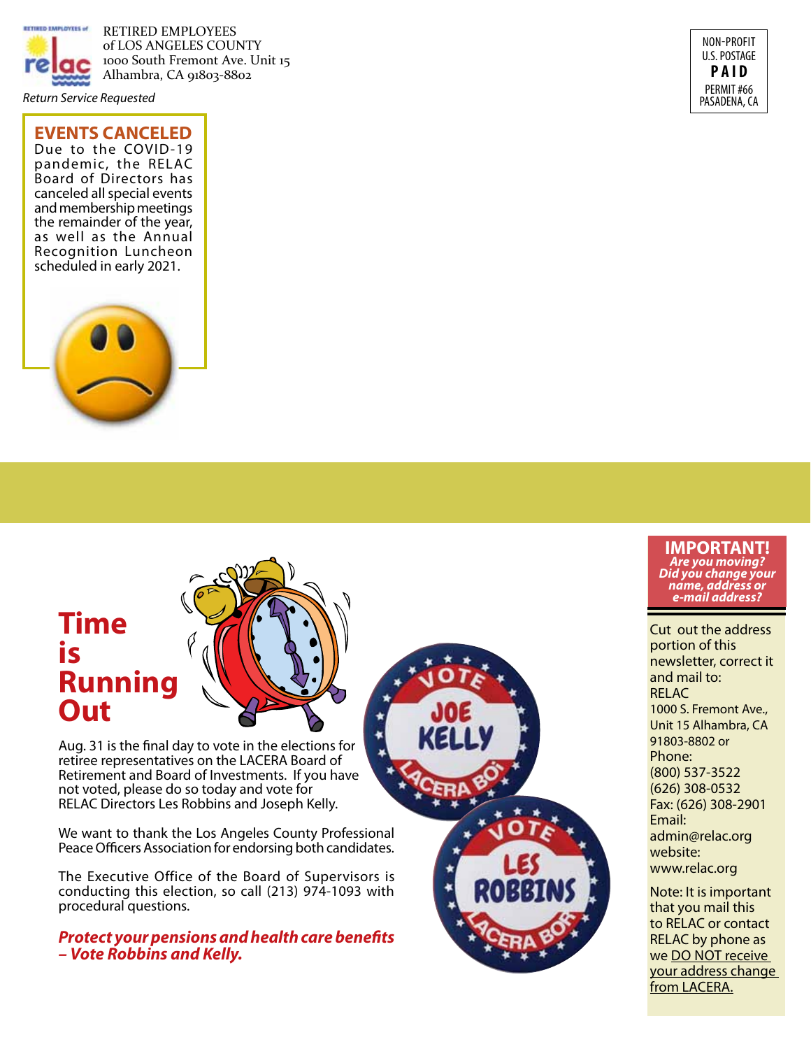RETIRED EMPLOYEES
of LOS ANGELES COUNTY
1000 South Fremont Ave. Unit 15
Alhambra, CA 91803-8802

*Return Service Requested*

NON-PROFIT
U.S. POSTAGE
**PAID**
PERMIT #66
PASADENA, CA

## EVENTS CANCELED

Due to the COVID-19 pandemic, the RELAC Board of Directors has canceled all special events and membership meetings the remainder of the year, as well as the Annual Recognition Luncheon scheduled in early 2021.

# Time is Running Out

Aug. 31 is the final day to vote in the elections for retiree representatives on the LACERA Board of Retirement and Board of Investments. If you have not voted, please do so today and vote for RELAC Directors Les Robbins and Joseph Kelly.

We want to thank the Los Angeles County Professional Peace Officers Association for endorsing both candidates.

The Executive Office of the Board of Supervisors is conducting this election, so call (213) 974-1093 with procedural questions.

***Protect your pensions and health care benefits – Vote Robbins and Kelly.***

VOTE JOE KELLY LACERA BOI

VOTE LES ROBBINS LACERA BOR

## IMPORTANT!

***Are you moving? Did you change your name, address or e-mail address?***

Cut out the address portion of this newsletter, correct it and mail to:
RELAC
1000 S. Fremont Ave., Unit 15 Alhambra, CA 91803-8802 or
Phone:
(800) 537-3522
(626) 308-0532
Fax: (626) 308-2901
Email:
admin@relac.org
website:
www.relac.org

Note: It is important that you mail this to RELAC or contact RELAC by phone as we DO NOT receive your address change from LACERA.